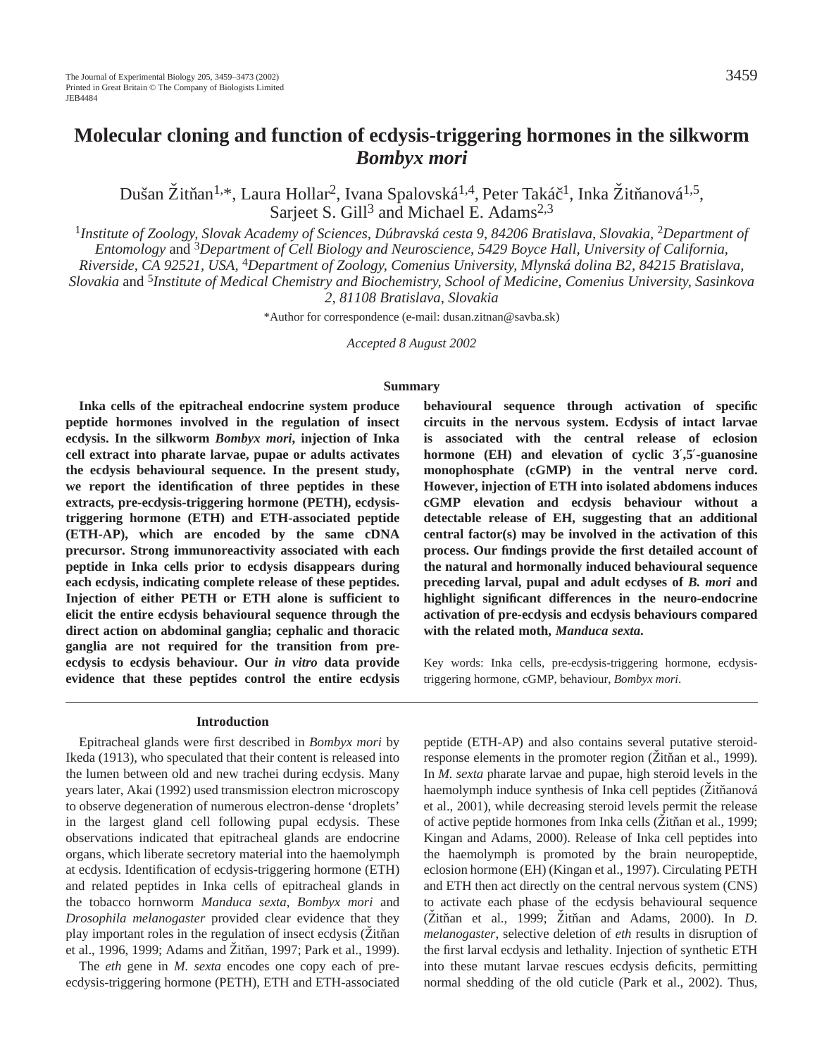# Molecular cloning and function of ecdysis-triggering hormones in the silkworm *Bombyx mori*

Dušan Žitňan[1,*], Laura Hollar[2], Ivana Spalovská[1,4], Peter Takáč[1], Inka Žitňanová[1,5], Sarjeet S. Gill[3] and Michael E. Adams[2,3]

[1]*Institute of Zoology, Slovak Academy of Sciences, Dúbravská cesta 9, 84206 Bratislava, Slovakia*, [2]*Department of Entomology* and [3]*Department of Cell Biology and Neuroscience, 5429 Boyce Hall, University of California, Riverside, CA 92521, USA*, [4]*Department of Zoology, Comenius University, Mlynská dolina B2, 84215 Bratislava, Slovakia* and [5]*Institute of Medical Chemistry and Biochemistry, School of Medicine, Comenius University, Sasinkova 2, 81108 Bratislava, Slovakia*

*Author for correspondence (e-mail: dusan.zitnan@savba.sk)

*Accepted 8 August 2002*

## Summary

**Inka cells of the epitracheal endocrine system produce peptide hormones involved in the regulation of insect ecdysis. In the silkworm *Bombyx mori*, injection of Inka cell extract into pharate larvae, pupae or adults activates the ecdysis behavioural sequence. In the present study, we report the identification of three peptides in these extracts, pre-ecdysis-triggering hormone (PETH), ecdysis-triggering hormone (ETH) and ETH-associated peptide (ETH-AP), which are encoded by the same cDNA precursor. Strong immunoreactivity associated with each peptide in Inka cells prior to ecdysis disappears during each ecdysis, indicating complete release of these peptides. Injection of either PETH or ETH alone is sufficient to elicit the entire ecdysis behavioural sequence through the direct action on abdominal ganglia; cephalic and thoracic ganglia are not required for the transition from pre-ecdysis to ecdysis behaviour. Our *in vitro* data provide evidence that these peptides control the entire ecdysis behavioural sequence through activation of specific circuits in the nervous system. Ecdysis of intact larvae is associated with the central release of eclosion hormone (EH) and elevation of cyclic 3′,5′-guanosine monophosphate (cGMP) in the ventral nerve cord. However, injection of ETH into isolated abdomens induces cGMP elevation and ecdysis behaviour without a detectable release of EH, suggesting that an additional central factor(s) may be involved in the activation of this process. Our findings provide the first detailed account of the natural and hormonally induced behavioural sequence preceding larval, pupal and adult ecdyses of *B. mori* and highlight significant differences in the neuro-endocrine activation of pre-ecdysis and ecdysis behaviours compared with the related moth, *Manduca sexta.***

Key words: Inka cells, pre-ecdysis-triggering hormone, ecdysis-triggering hormone, cGMP, behaviour, *Bombyx mori*.

## Introduction

Epitracheal glands were first described in *Bombyx mori* by Ikeda (1913), who speculated that their content is released into the lumen between old and new trachei during ecdysis. Many years later, Akai (1992) used transmission electron microscopy to observe degeneration of numerous electron-dense 'droplets' in the largest gland cell following pupal ecdysis. These observations indicated that epitracheal glands are endocrine organs, which liberate secretory material into the haemolymph at ecdysis. Identification of ecdysis-triggering hormone (ETH) and related peptides in Inka cells of epitracheal glands in the tobacco hornworm *Manduca sexta*, *Bombyx mori* and *Drosophila melanogaster* provided clear evidence that they play important roles in the regulation of insect ecdysis (Žitňan et al., 1996, 1999; Adams and Žitňan, 1997; Park et al., 1999).

The *eth* gene in *M. sexta* encodes one copy each of pre-ecdysis-triggering hormone (PETH), ETH and ETH-associated peptide (ETH-AP) and also contains several putative steroid-response elements in the promoter region (Žitňan et al., 1999). In *M. sexta* pharate larvae and pupae, high steroid levels in the haemolymph induce synthesis of Inka cell peptides (Žitňanová et al., 2001), while decreasing steroid levels permit the release of active peptide hormones from Inka cells (Žitňan et al., 1999; Kingan and Adams, 2000). Release of Inka cell peptides into the haemolymph is promoted by the brain neuropeptide, eclosion hormone (EH) (Kingan et al., 1997). Circulating PETH and ETH then act directly on the central nervous system (CNS) to activate each phase of the ecdysis behavioural sequence (Žitňan et al., 1999; Žitňan and Adams, 2000). In *D. melanogaster*, selective deletion of *eth* results in disruption of the first larval ecdysis and lethality. Injection of synthetic ETH into these mutant larvae rescues ecdysis deficits, permitting normal shedding of the old cuticle (Park et al., 2002). Thus,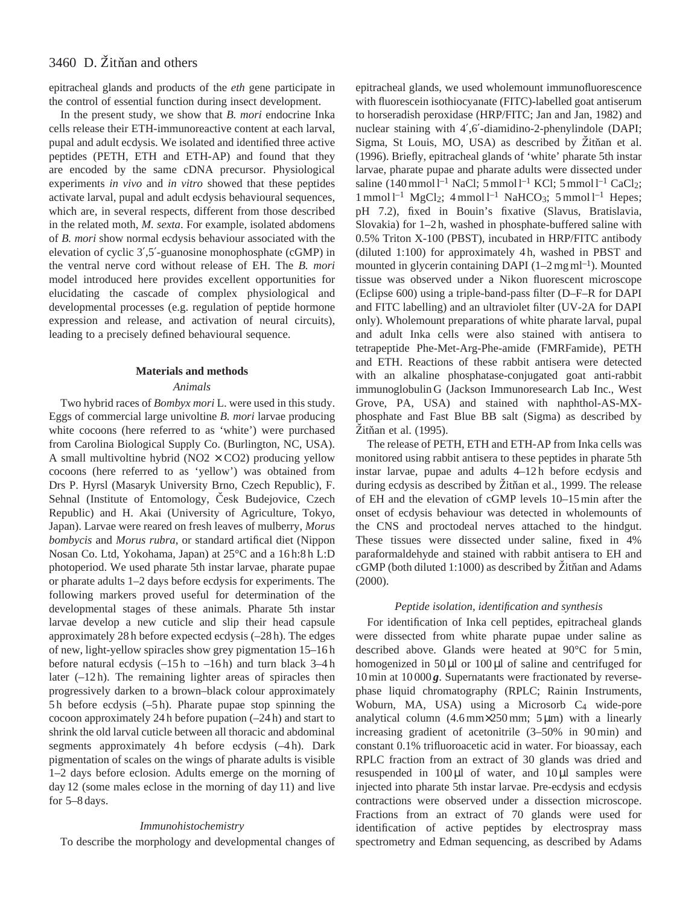epitracheal glands and products of the *eth* gene participate in the control of essential function during insect development.

In the present study, we show that *B. mori* endocrine Inka cells release their ETH-immunoreactive content at each larval, pupal and adult ecdysis. We isolated and identified three active peptides (PETH, ETH and ETH-AP) and found that they are encoded by the same cDNA precursor. Physiological experiments *in vivo* and *in vitro* showed that these peptides activate larval, pupal and adult ecdysis behavioural sequences, which are, in several respects, different from those described in the related moth, *M. sexta*. For example, isolated abdomens of *B. mori* show normal ecdysis behaviour associated with the elevation of cyclic 3′,5′-guanosine monophosphate (cGMP) in the ventral nerve cord without release of EH. The *B. mori* model introduced here provides excellent opportunities for elucidating the cascade of complex physiological and developmental processes (e.g. regulation of peptide hormone expression and release, and activation of neural circuits), leading to a precisely defined behavioural sequence.

## Materials and methods

### Animals

Two hybrid races of *Bombyx mori* L. were used in this study. Eggs of commercial large univoltine *B. mori* larvae producing white cocoons (here referred to as 'white') were purchased from Carolina Biological Supply Co. (Burlington, NC, USA). A small multivoltine hybrid (NO2 × CO2) producing yellow cocoons (here referred to as 'yellow') was obtained from Drs P. Hyrsl (Masaryk University Brno, Czech Republic), F. Sehnal (Institute of Entomology, Česk Budejovice, Czech Republic) and H. Akai (University of Agriculture, Tokyo, Japan). Larvae were reared on fresh leaves of mulberry, *Morus bombycis* and *Morus rubra*, or standard artifical diet (Nippon Nosan Co. Ltd, Yokohama, Japan) at 25°C and a 16 h:8 h L:D photoperiod. We used pharate 5th instar larvae, pharate pupae or pharate adults 1–2 days before ecdysis for experiments. The following markers proved useful for determination of the developmental stages of these animals. Pharate 5th instar larvae develop a new cuticle and slip their head capsule approximately 28 h before expected ecdysis (–28 h). The edges of new, light-yellow spiracles show grey pigmentation 15–16 h before natural ecdysis (–15 h to –16 h) and turn black 3–4 h later (–12 h). The remaining lighter areas of spiracles then progressively darken to a brown–black colour approximately 5 h before ecdysis (–5 h). Pharate pupae stop spinning the cocoon approximately 24 h before pupation (–24 h) and start to shrink the old larval cuticle between all thoracic and abdominal segments approximately 4 h before ecdysis (–4 h). Dark pigmentation of scales on the wings of pharate adults is visible 1–2 days before eclosion. Adults emerge on the morning of day 12 (some males eclose in the morning of day 11) and live for 5–8 days.

### Immunohistochemistry

To describe the morphology and developmental changes of epitracheal glands, we used wholemount immunofluorescence with fluorescein isothiocyanate (FITC)-labelled goat antiserum to horseradish peroxidase (HRP/FITC; Jan and Jan, 1982) and nuclear staining with 4′,6′-diamidino-2-phenylindole (DAPI; Sigma, St Louis, MO, USA) as described by Žitňan et al. (1996). Briefly, epitracheal glands of 'white' pharate 5th instar larvae, pharate pupae and pharate adults were dissected under saline (140 mmol l$^{-1}$ NaCl; 5 mmol l$^{-1}$ KCl; 5 mmol l$^{-1}$ $CaCl_2$; 1 mmol l$^{-1}$ $MgCl_2$; 4 mmol l$^{-1}$ $NaHCO_3$; 5 mmol l$^{-1}$ Hepes; pH 7.2), fixed in Bouin's fixative (Slavus, Bratislavia, Slovakia) for 1–2 h, washed in phosphate-buffered saline with 0.5% Triton X-100 (PBST), incubated in HRP/FITC antibody (diluted 1:100) for approximately 4 h, washed in PBST and mounted in glycerin containing DAPI (1–2 mg ml$^{-1}$). Mounted tissue was observed under a Nikon fluorescent microscope (Eclipse 600) using a triple-band-pass filter (D–F–R for DAPI and FITC labelling) and an ultraviolet filter (UV-2A for DAPI only). Wholemount preparations of white pharate larval, pupal and adult Inka cells were also stained with antisera to tetrapeptide Phe-Met-Arg-Phe-amide (FMRFamide), PETH and ETH. Reactions of these rabbit antisera were detected with an alkaline phosphatase-conjugated goat anti-rabbit immunoglobulin G (Jackson Immunoresearch Lab Inc., West Grove, PA, USA) and stained with naphthol-AS-MX-phosphate and Fast Blue BB salt (Sigma) as described by Žitňan et al. (1995).

The release of PETH, ETH and ETH-AP from Inka cells was monitored using rabbit antisera to these peptides in pharate 5th instar larvae, pupae and adults 4–12 h before ecdysis and during ecdysis as described by Žitňan et al., 1999. The release of EH and the elevation of cGMP levels 10–15 min after the onset of ecdysis behaviour was detected in wholemounts of the CNS and proctodeal nerves attached to the hindgut. These tissues were dissected under saline, fixed in 4% paraformaldehyde and stained with rabbit antisera to EH and cGMP (both diluted 1:1000) as described by Žitňan and Adams (2000).

### Peptide isolation, identification and synthesis

For identification of Inka cell peptides, epitracheal glands were dissected from white pharate pupae under saline as described above. Glands were heated at 90°C for 5 min, homogenized in 50 μl or 100 μl of saline and centrifuged for 10 min at 10 000 ***g***. Supernatants were fractionated by reverse-phase liquid chromatography (RPLC; Rainin Instruments, Woburn, MA, USA) using a Microsorb $C_4$ wide-pore analytical column (4.6 mm×250 mm; 5 μm) with a linearly increasing gradient of acetonitrile (3–50% in 90 min) and constant 0.1% trifluoroacetic acid in water. For bioassay, each RPLC fraction from an extract of 30 glands was dried and resuspended in 100 μl of water, and 10 μl samples were injected into pharate 5th instar larvae. Pre-ecdysis and ecdysis contractions were observed under a dissection microscope. Fractions from an extract of 70 glands were used for identification of active peptides by electrospray mass spectrometry and Edman sequencing, as described by Adams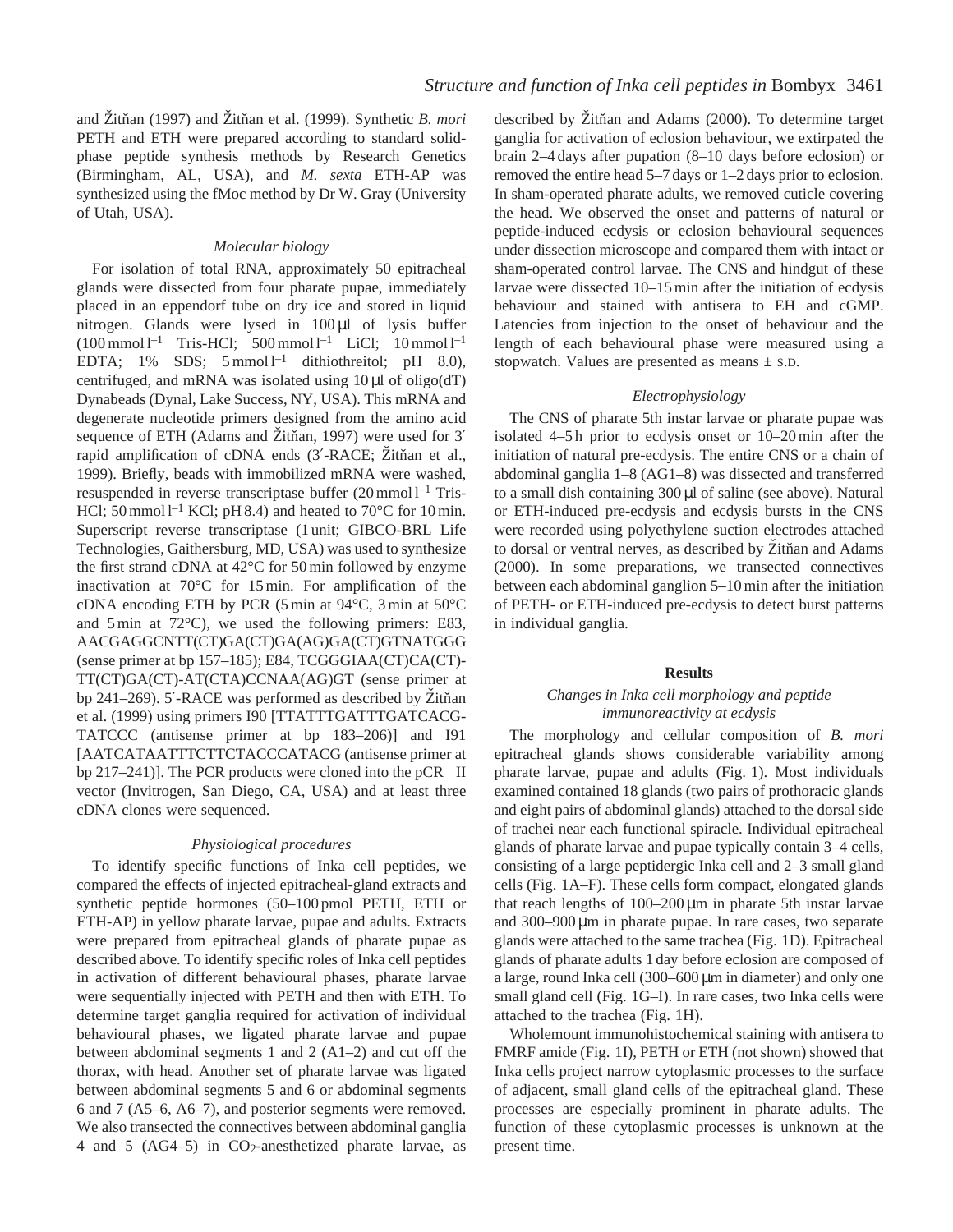and Žitňan (1997) and Žitňan et al. (1999). Synthetic *B. mori* PETH and ETH were prepared according to standard solid-phase peptide synthesis methods by Research Genetics (Birmingham, AL, USA), and *M. sexta* ETH-AP was synthesized using the fMoc method by Dr W. Gray (University of Utah, USA).

### *Molecular biology*

For isolation of total RNA, approximately 50 epitracheal glands were dissected from four pharate pupae, immediately placed in an eppendorf tube on dry ice and stored in liquid nitrogen. Glands were lysed in 100 μl of lysis buffer (100 mmol l$^{-1}$ Tris-HCl; 500 mmol l$^{-1}$ LiCl; 10 mmol l$^{-1}$ EDTA; 1% SDS; 5 mmol l$^{-1}$ dithiothreitol; pH 8.0), centrifuged, and mRNA was isolated using 10 μl of oligo(dT) Dynabeads (Dynal, Lake Success, NY, USA). This mRNA and degenerate nucleotide primers designed from the amino acid sequence of ETH (Adams and Žitňan, 1997) were used for 3′ rapid amplification of cDNA ends (3′-RACE; Žitňan et al., 1999). Briefly, beads with immobilized mRNA were washed, resuspended in reverse transcriptase buffer (20 mmol l$^{-1}$ Tris-HCl; 50 mmol l$^{-1}$ KCl; pH 8.4) and heated to 70°C for 10 min. Superscript reverse transcriptase (1 unit; GIBCO-BRL Life Technologies, Gaithersburg, MD, USA) was used to synthesize the first strand cDNA at 42°C for 50 min followed by enzyme inactivation at 70°C for 15 min. For amplification of the cDNA encoding ETH by PCR (5 min at 94°C, 3 min at 50°C and 5 min at 72°C), we used the following primers: E83, AACGAGGCNTT(CT)GA(CT)GA(AG)GA(CT)GTNATGGG (sense primer at bp 157–185); E84, TCGGGIAA(CT)CA(CT)-TT(CT)GA(CT)-AT(CTA)CCNAA(AG)GT (sense primer at bp 241–269). 5′-RACE was performed as described by Žitňan et al. (1999) using primers I90 [TTATTTGATTTGATCACG-TATCCC (antisense primer at bp 183–206)] and I91 [AATCATAATTTCTTCTACCCATACG (antisense primer at bp 217–241)]. The PCR products were cloned into the pCR II vector (Invitrogen, San Diego, CA, USA) and at least three cDNA clones were sequenced.

### *Physiological procedures*

To identify specific functions of Inka cell peptides, we compared the effects of injected epitracheal-gland extracts and synthetic peptide hormones (50–100 pmol PETH, ETH or ETH-AP) in yellow pharate larvae, pupae and adults. Extracts were prepared from epitracheal glands of pharate pupae as described above. To identify specific roles of Inka cell peptides in activation of different behavioural phases, pharate larvae were sequentially injected with PETH and then with ETH. To determine target ganglia required for activation of individual behavioural phases, we ligated pharate larvae and pupae between abdominal segments 1 and 2 (A1–2) and cut off the thorax, with head. Another set of pharate larvae was ligated between abdominal segments 5 and 6 or abdominal segments 6 and 7 (A5–6, A6–7), and posterior segments were removed. We also transected the connectives between abdominal ganglia 4 and 5 (AG4–5) in $CO_2$-anesthetized pharate larvae, as described by Žitňan and Adams (2000). To determine target ganglia for activation of eclosion behaviour, we extirpated the brain 2–4 days after pupation (8–10 days before eclosion) or removed the entire head 5–7 days or 1–2 days prior to eclosion. In sham-operated pharate adults, we removed cuticle covering the head. We observed the onset and patterns of natural or peptide-induced ecdysis or eclosion behavioural sequences under dissection microscope and compared them with intact or sham-operated control larvae. The CNS and hindgut of these larvae were dissected 10–15 min after the initiation of ecdysis behaviour and stained with antisera to EH and cGMP. Latencies from injection to the onset of behaviour and the length of each behavioural phase were measured using a stopwatch. Values are presented as means ± S.D.

### *Electrophysiology*

The CNS of pharate 5th instar larvae or pharate pupae was isolated 4–5 h prior to ecdysis onset or 10–20 min after the initiation of natural pre-ecdysis. The entire CNS or a chain of abdominal ganglia 1–8 (AG1–8) was dissected and transferred to a small dish containing 300 μl of saline (see above). Natural or ETH-induced pre-ecdysis and ecdysis bursts in the CNS were recorded using polyethylene suction electrodes attached to dorsal or ventral nerves, as described by Žitňan and Adams (2000). In some preparations, we transected connectives between each abdominal ganglion 5–10 min after the initiation of PETH- or ETH-induced pre-ecdysis to detect burst patterns in individual ganglia.

## Results

### *Changes in Inka cell morphology and peptide immunoreactivity at ecdysis*

The morphology and cellular composition of *B. mori* epitracheal glands shows considerable variability among pharate larvae, pupae and adults (Fig. 1). Most individuals examined contained 18 glands (two pairs of prothoracic glands and eight pairs of abdominal glands) attached to the dorsal side of trachei near each functional spiracle. Individual epitracheal glands of pharate larvae and pupae typically contain 3–4 cells, consisting of a large peptidergic Inka cell and 2–3 small gland cells (Fig. 1A–F). These cells form compact, elongated glands that reach lengths of 100–200 μm in pharate 5th instar larvae and 300–900 μm in pharate pupae. In rare cases, two separate glands were attached to the same trachea (Fig. 1D). Epitracheal glands of pharate adults 1 day before eclosion are composed of a large, round Inka cell (300–600 μm in diameter) and only one small gland cell (Fig. 1G–I). In rare cases, two Inka cells were attached to the trachea (Fig. 1H).

Wholemount immunohistochemical staining with antisera to FMRF amide (Fig. 1I), PETH or ETH (not shown) showed that Inka cells project narrow cytoplasmic processes to the surface of adjacent, small gland cells of the epitracheal gland. These processes are especially prominent in pharate adults. The function of these cytoplasmic processes is unknown at the present time.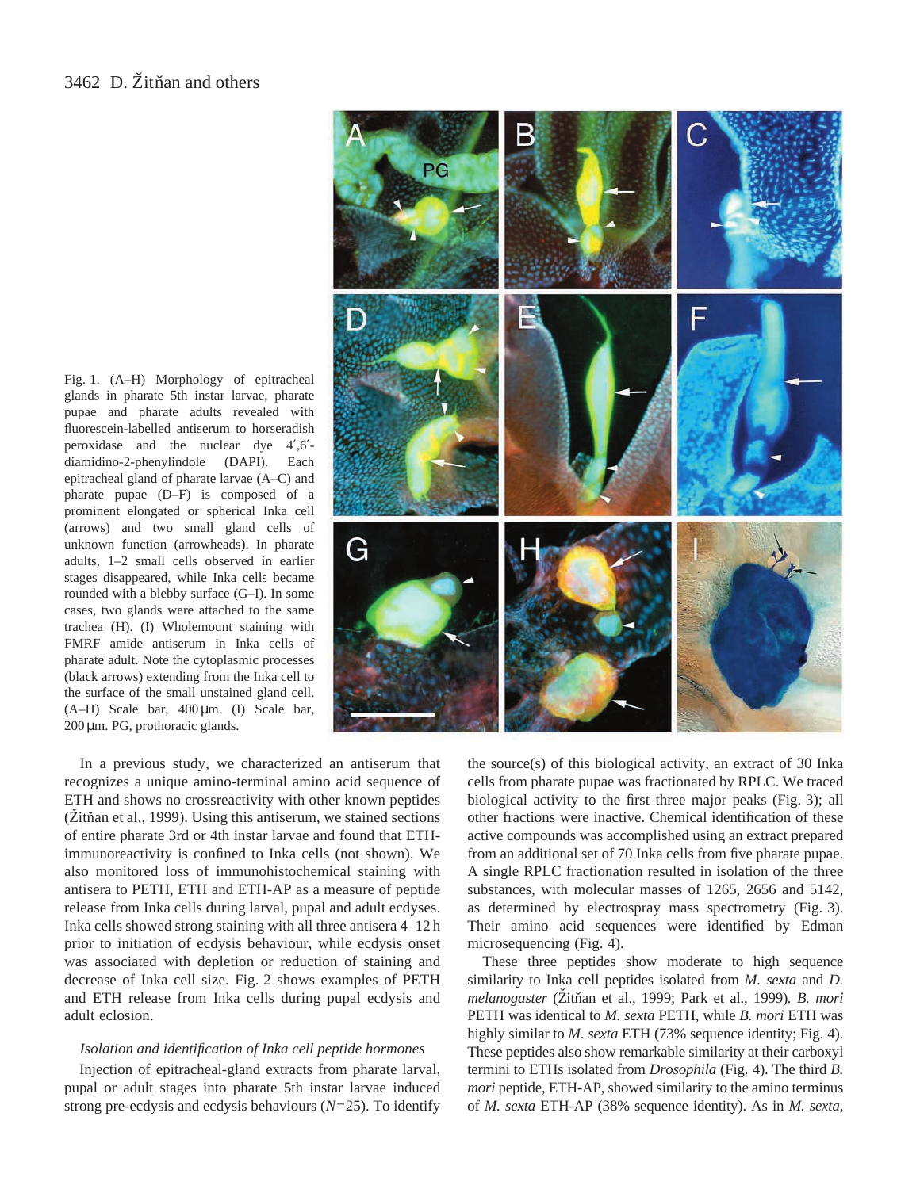Fig. 1. (A–H) Morphology of epitracheal glands in pharate 5th instar larvae, pharate pupae and pharate adults revealed with fluorescein-labelled antiserum to horseradish peroxidase and the nuclear dye 4′,6′-diamidino-2-phenylindole (DAPI). Each epitracheal gland of pharate larvae (A–C) and pharate pupae (D–F) is composed of a prominent elongated or spherical Inka cell (arrows) and two small gland cells of unknown function (arrowheads). In pharate adults, 1–2 small cells observed in earlier stages disappeared, while Inka cells became rounded with a blebby surface (G–I). In some cases, two glands were attached to the same trachea (H). (I) Wholemount staining with FMRF amide antiserum in Inka cells of pharate adult. Note the cytoplasmic processes (black arrows) extending from the Inka cell to the surface of the small unstained gland cell. (A–H) Scale bar, 400 µm. (I) Scale bar, 200 µm. PG, prothoracic glands.

In a previous study, we characterized an antiserum that recognizes a unique amino-terminal amino acid sequence of ETH and shows no crossreactivity with other known peptides (Žitňan et al., 1999). Using this antiserum, we stained sections of entire pharate 3rd or 4th instar larvae and found that ETH-immunoreactivity is confined to Inka cells (not shown). We also monitored loss of immunohistochemical staining with antisera to PETH, ETH and ETH-AP as a measure of peptide release from Inka cells during larval, pupal and adult ecdyses. Inka cells showed strong staining with all three antisera 4–12 h prior to initiation of ecdysis behaviour, while ecdysis onset was associated with depletion or reduction of staining and decrease of Inka cell size. Fig. 2 shows examples of PETH and ETH release from Inka cells during pupal ecdysis and adult eclosion.

*Isolation and identification of Inka cell peptide hormones*

Injection of epitracheal-gland extracts from pharate larval, pupal or adult stages into pharate 5th instar larvae induced strong pre-ecdysis and ecdysis behaviours ($N$=25). To identify the source(s) of this biological activity, an extract of 30 Inka cells from pharate pupae was fractionated by RPLC. We traced biological activity to the first three major peaks (Fig. 3); all other fractions were inactive. Chemical identification of these active compounds was accomplished using an extract prepared from an additional set of 70 Inka cells from five pharate pupae. A single RPLC fractionation resulted in isolation of the three substances, with molecular masses of 1265, 2656 and 5142, as determined by electrospray mass spectrometry (Fig. 3). Their amino acid sequences were identified by Edman microsequencing (Fig. 4).

These three peptides show moderate to high sequence similarity to Inka cell peptides isolated from *M. sexta* and *D. melanogaster* (Žitňan et al., 1999; Park et al., 1999). *B. mori* PETH was identical to *M. sexta* PETH, while *B. mori* ETH was highly similar to *M. sexta* ETH (73% sequence identity; Fig. 4). These peptides also show remarkable similarity at their carboxyl termini to ETHs isolated from *Drosophila* (Fig. 4). The third *B. mori* peptide, ETH-AP, showed similarity to the amino terminus of *M. sexta* ETH-AP (38% sequence identity). As in *M. sexta*,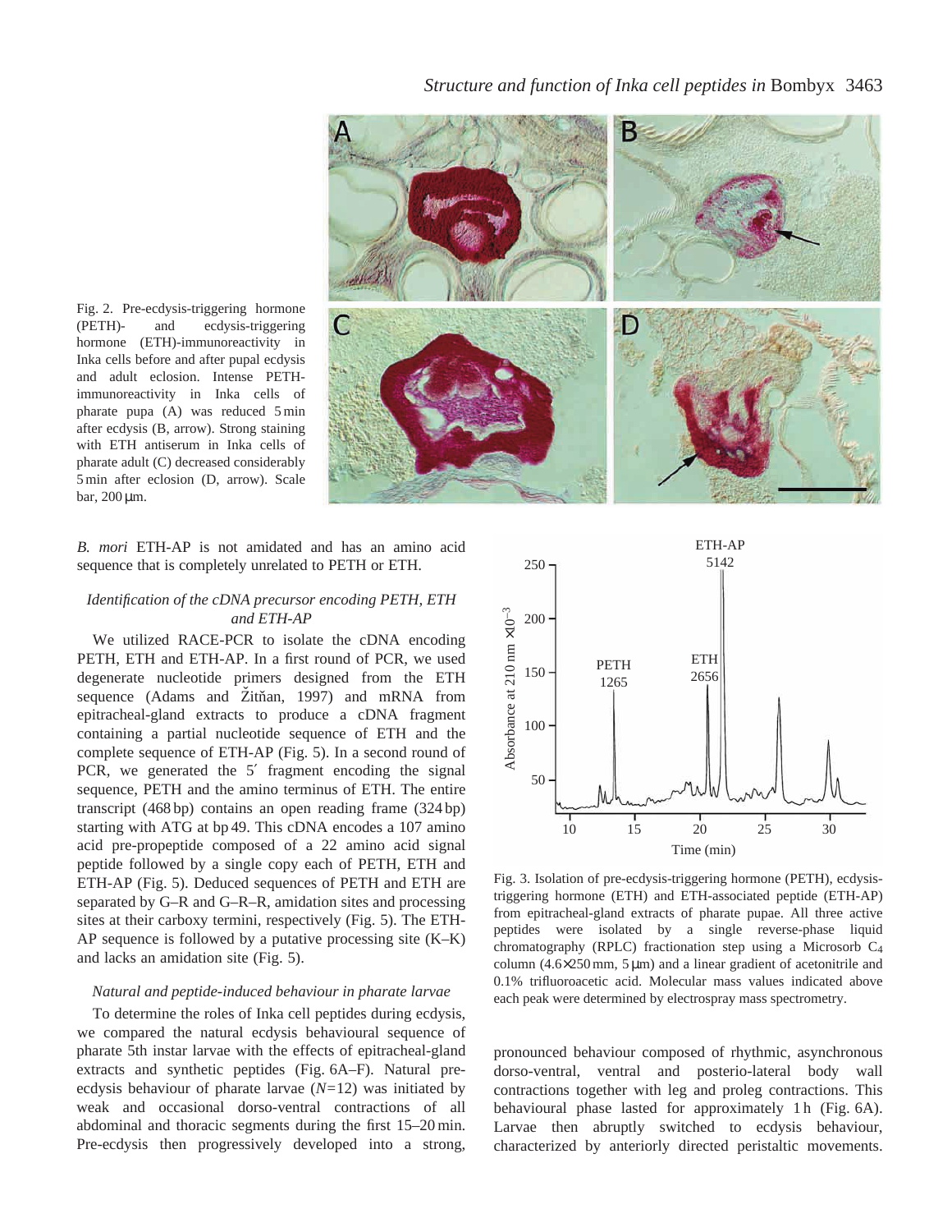Fig. 2. Pre-ecdysis-triggering hormone (PETH)- and ecdysis-triggering hormone (ETH)-immunoreactivity in Inka cells before and after pupal ecdysis and adult eclosion. Intense PETH-immunoreactivity in Inka cells of pharate pupa (A) was reduced 5 min after ecdysis (B, arrow). Strong staining with ETH antiserum in Inka cells of pharate adult (C) decreased considerably 5 min after eclosion (D, arrow). Scale bar, 200 µm.

*B. mori* ETH-AP is not amidated and has an amino acid sequence that is completely unrelated to PETH or ETH.

### *Identification of the cDNA precursor encoding PETH, ETH and ETH-AP*

We utilized RACE-PCR to isolate the cDNA encoding PETH, ETH and ETH-AP. In a first round of PCR, we used degenerate nucleotide primers designed from the ETH sequence (Adams and Žitňan, 1997) and mRNA from epitracheal-gland extracts to produce a cDNA fragment containing a partial nucleotide sequence of ETH and the complete sequence of ETH-AP (Fig. 5). In a second round of PCR, we generated the 5′ fragment encoding the signal sequence, PETH and the amino terminus of ETH. The entire transcript (468 bp) contains an open reading frame (324 bp) starting with ATG at bp 49. This cDNA encodes a 107 amino acid pre-propeptide composed of a 22 amino acid signal peptide followed by a single copy each of PETH, ETH and ETH-AP (Fig. 5). Deduced sequences of PETH and ETH are separated by G–R and G–R–R, amidation sites and processing sites at their carboxy termini, respectively (Fig. 5). The ETH-AP sequence is followed by a putative processing site (K–K) and lacks an amidation site (Fig. 5).

### *Natural and peptide-induced behaviour in pharate larvae*

To determine the roles of Inka cell peptides during ecdysis, we compared the natural ecdysis behavioural sequence of pharate 5th instar larvae with the effects of epitracheal-gland extracts and synthetic peptides (Fig. 6A–F). Natural pre-ecdysis behaviour of pharate larvae ($N$=12) was initiated by weak and occasional dorso-ventral contractions of all abdominal and thoracic segments during the first 15–20 min. Pre-ecdysis then progressively developed into a strong, pronounced behaviour composed of rhythmic, asynchronous dorso-ventral, ventral and posterio-lateral body wall contractions together with leg and proleg contractions. This behavioural phase lasted for approximately 1 h (Fig. 6A). Larvae then abruptly switched to ecdysis behaviour, characterized by anteriorly directed peristaltic movements.

Fig. 3. Isolation of pre-ecdysis-triggering hormone (PETH), ecdysis-triggering hormone (ETH) and ETH-associated peptide (ETH-AP) from epitracheal-gland extracts of pharate pupae. All three active peptides were isolated by a single reverse-phase liquid chromatography (RPLC) fractionation step using a Microsorb $C_4$ column (4.6×250 mm, 5 µm) and a linear gradient of acetonitrile and 0.1% trifluoroacetic acid. Molecular mass values indicated above each peak were determined by electrospray mass spectrometry.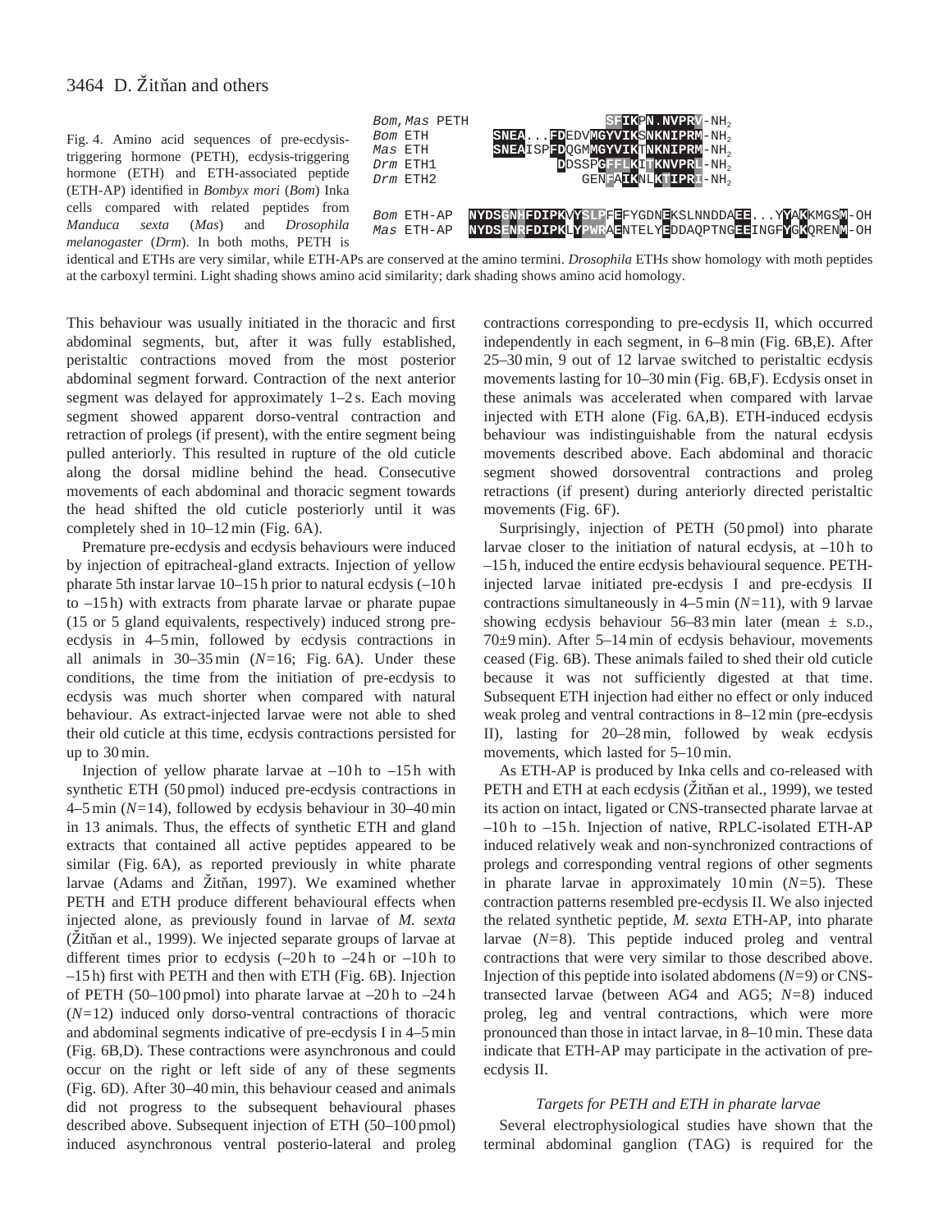Fig. 4. Amino acid sequences of pre-ecdysis-triggering hormone (PETH), ecdysis-triggering hormone (ETH) and ETH-associated peptide (ETH-AP) identified in *Bombyx mori* (*Bom*) Inka cells compared with related peptides from *Manduca sexta* (*Mas*) and *Drosophila melanogaster* (*Drm*). In both moths, PETH is identical and ETHs are very similar, while ETH-APs are conserved at the amino termini. *Drosophila* ETHs show homology with moth peptides at the carboxyl termini. Light shading shows amino acid similarity; dark shading shows amino acid homology.

```
Bom,Mas PETH                     SFIKPN.NVPRV-NH2
Bom ETH            SNEA...FDEDVMGYVIKSNKNIPRM-NH2
Mas ETH            SNEAISPFDQGMMGYVIKTNKNIPRM-NH2
Drm ETH1                  DDSSPGFFLKITKNVPRL-NH2
Drm ETH2                     GENFAIKNLKTIPRI-NH2

Bom ETH-AP  NYDSGNHFDIPKVYSLPFEFYGDNEKSLNNDDAEE...YYAKKMGSM-OH
Mas ETH-AP  NYDSENRFDIPKLYPWRAENTELYEDDAQPTNGEEINGFYGKQRENM-OH
```

This behaviour was usually initiated in the thoracic and first abdominal segments, but, after it was fully established, peristaltic contractions moved from the most posterior abdominal segment forward. Contraction of the next anterior segment was delayed for approximately 1–2 s. Each moving segment showed apparent dorso-ventral contraction and retraction of prolegs (if present), with the entire segment being pulled anteriorly. This resulted in rupture of the old cuticle along the dorsal midline behind the head. Consecutive movements of each abdominal and thoracic segment towards the head shifted the old cuticle posteriorly until it was completely shed in 10–12 min (Fig. 6A).

Premature pre-ecdysis and ecdysis behaviours were induced by injection of epitracheal-gland extracts. Injection of yellow pharate 5th instar larvae 10–15 h prior to natural ecdysis (–10 h to –15 h) with extracts from pharate larvae or pharate pupae (15 or 5 gland equivalents, respectively) induced strong pre-ecdysis in 4–5 min, followed by ecdysis contractions in all animals in 30–35 min (*N*=16; Fig. 6A). Under these conditions, the time from the initiation of pre-ecdysis to ecdysis was much shorter when compared with natural behaviour. As extract-injected larvae were not able to shed their old cuticle at this time, ecdysis contractions persisted for up to 30 min.

Injection of yellow pharate larvae at –10 h to –15 h with synthetic ETH (50 pmol) induced pre-ecdysis contractions in 4–5 min (*N*=14), followed by ecdysis behaviour in 30–40 min in 13 animals. Thus, the effects of synthetic ETH and gland extracts that contained all active peptides appeared to be similar (Fig. 6A), as reported previously in white pharate larvae (Adams and Žitňan, 1997). We examined whether PETH and ETH produce different behavioural effects when injected alone, as previously found in larvae of *M. sexta* (Žitňan et al., 1999). We injected separate groups of larvae at different times prior to ecdysis (–20 h to –24 h or –10 h to –15 h) first with PETH and then with ETH (Fig. 6B). Injection of PETH (50–100 pmol) into pharate larvae at –20 h to –24 h (*N*=12) induced only dorso-ventral contractions of thoracic and abdominal segments indicative of pre-ecdysis I in 4–5 min (Fig. 6B,D). These contractions were asynchronous and could occur on the right or left side of any of these segments (Fig. 6D). After 30–40 min, this behaviour ceased and animals did not progress to the subsequent behavioural phases described above. Subsequent injection of ETH (50–100 pmol) induced asynchronous ventral posterio-lateral and proleg contractions corresponding to pre-ecdysis II, which occurred independently in each segment, in 6–8 min (Fig. 6B,E). After 25–30 min, 9 out of 12 larvae switched to peristaltic ecdysis movements lasting for 10–30 min (Fig. 6B,F). Ecdysis onset in these animals was accelerated when compared with larvae injected with ETH alone (Fig. 6A,B). ETH-induced ecdysis behaviour was indistinguishable from the natural ecdysis movements described above. Each abdominal and thoracic segment showed dorsoventral contractions and proleg retractions (if present) during anteriorly directed peristaltic movements (Fig. 6F).

Surprisingly, injection of PETH (50 pmol) into pharate larvae closer to the initiation of natural ecdysis, at –10 h to –15 h, induced the entire ecdysis behavioural sequence. PETH-injected larvae initiated pre-ecdysis I and pre-ecdysis II contractions simultaneously in 4–5 min (*N*=11), with 9 larvae showing ecdysis behaviour 56–83 min later (mean ± S.D., 70±9 min). After 5–14 min of ecdysis behaviour, movements ceased (Fig. 6B). These animals failed to shed their old cuticle because it was not sufficiently digested at that time. Subsequent ETH injection had either no effect or only induced weak proleg and ventral contractions in 8–12 min (pre-ecdysis II), lasting for 20–28 min, followed by weak ecdysis movements, which lasted for 5–10 min.

As ETH-AP is produced by Inka cells and co-released with PETH and ETH at each ecdysis (Žitňan et al., 1999), we tested its action on intact, ligated or CNS-transected pharate larvae at –10 h to –15 h. Injection of native, RPLC-isolated ETH-AP induced relatively weak and non-synchronized contractions of prolegs and corresponding ventral regions of other segments in pharate larvae in approximately 10 min (*N*=5). These contraction patterns resembled pre-ecdysis II. We also injected the related synthetic peptide, *M. sexta* ETH-AP, into pharate larvae (*N*=8). This peptide induced proleg and ventral contractions that were very similar to those described above. Injection of this peptide into isolated abdomens (*N*=9) or CNS-transected larvae (between AG4 and AG5; *N*=8) induced proleg, leg and ventral contractions, which were more pronounced than those in intact larvae, in 8–10 min. These data indicate that ETH-AP may participate in the activation of pre-ecdysis II.

### *Targets for PETH and ETH in pharate larvae*

Several electrophysiological studies have shown that the terminal abdominal ganglion (TAG) is required for the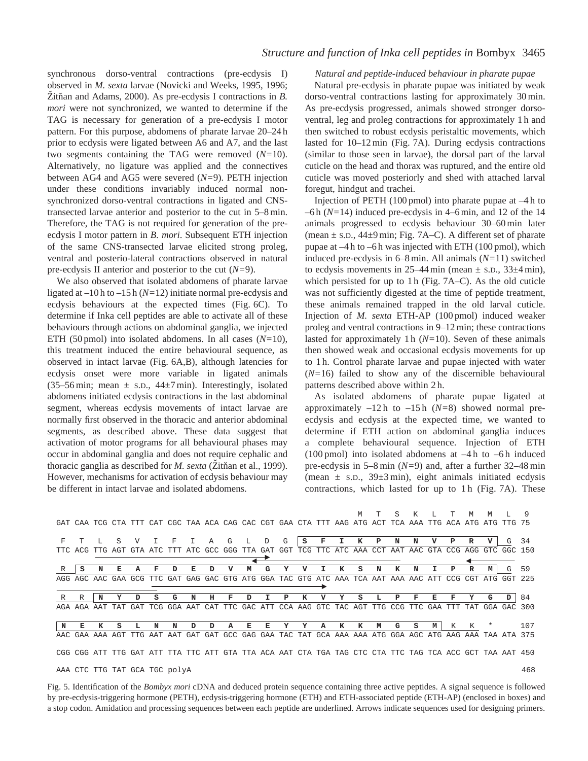synchronous dorso-ventral contractions (pre-ecdysis I) observed in *M. sexta* larvae (Novicki and Weeks, 1995, 1996; Žitňan and Adams, 2000). As pre-ecdysis I contractions in *B. mori* were not synchronized, we wanted to determine if the TAG is necessary for generation of a pre-ecdysis I motor pattern. For this purpose, abdomens of pharate larvae 20–24 h prior to ecdysis were ligated between A6 and A7, and the last two segments containing the TAG were removed (*N*=10). Alternatively, no ligature was applied and the connectives between AG4 and AG5 were severed (*N*=9). PETH injection under these conditions invariably induced normal non-synchronized dorso-ventral contractions in ligated and CNS-transected larvae anterior and posterior to the cut in 5–8 min. Therefore, the TAG is not required for generation of the pre-ecdysis I motor pattern in *B. mori*. Subsequent ETH injection of the same CNS-transected larvae elicited strong proleg, ventral and posterio-lateral contractions observed in natural pre-ecdysis II anterior and posterior to the cut (*N*=9).

We also observed that isolated abdomens of pharate larvae ligated at –10 h to –15 h (*N*=12) initiate normal pre-ecdysis and ecdysis behaviours at the expected times (Fig. 6C). To determine if Inka cell peptides are able to activate all of these behaviours through actions on abdominal ganglia, we injected ETH (50 pmol) into isolated abdomens. In all cases (*N*=10), this treatment induced the entire behavioural sequence, as observed in intact larvae (Fig. 6A,B), although latencies for ecdysis onset were more variable in ligated animals (35–56 min; mean ± S.D., 44±7 min). Interestingly, isolated abdomens initiated ecdysis contractions in the last abdominal segment, whereas ecdysis movements of intact larvae are normally first observed in the thoracic and anterior abdominal segments, as described above. These data suggest that activation of motor programs for all behavioural phases may occur in abdominal ganglia and does not require cephalic and thoracic ganglia as described for *M. sexta* (Žitňan et al., 1999). However, mechanisms for activation of ecdysis behaviour may be different in intact larvae and isolated abdomens.

*Natural and peptide-induced behaviour in pharate pupae*

Natural pre-ecdysis in pharate pupae was initiated by weak dorso-ventral contractions lasting for approximately 30 min. As pre-ecdysis progressed, animals showed stronger dorso-ventral, leg and proleg contractions for approximately 1 h and then switched to robust ecdysis peristaltic movements, which lasted for 10–12 min (Fig. 7A). During ecdysis contractions (similar to those seen in larvae), the dorsal part of the larval cuticle on the head and thorax was ruptured, and the entire old cuticle was moved posteriorly and shed with attached larval foregut, hindgut and trachei.

Injection of PETH (100 pmol) into pharate pupae at –4 h to –6 h (*N*=14) induced pre-ecdysis in 4–6 min, and 12 of the 14 animals progressed to ecdysis behaviour 30–60 min later (mean ± S.D., 44±9 min; Fig. 7A–C). A different set of pharate pupae at –4 h to –6 h was injected with ETH (100 pmol), which induced pre-ecdysis in 6–8 min. All animals (*N*=11) switched to ecdysis movements in 25–44 min (mean ± S.D., 33±4 min), which persisted for up to 1 h (Fig. 7A–C). As the old cuticle was not sufficiently digested at the time of peptide treatment, these animals remained trapped in the old larval cuticle. Injection of *M. sexta* ETH-AP (100 pmol) induced weaker proleg and ventral contractions in 9–12 min; these contractions lasted for approximately 1 h (*N*=10). Seven of these animals then showed weak and occasional ecdysis movements for up to 1 h. Control pharate larvae and pupae injected with water (*N*=16) failed to show any of the discernible behavioural patterns described above within 2 h.

As isolated abdomens of pharate pupae ligated at approximately –12 h to –15 h (*N*=8) showed normal pre-ecdysis and ecdysis at the expected time, we wanted to determine if ETH action on abdominal ganglia induces a complete behavioural sequence. Injection of ETH (100 pmol) into isolated abdomens at –4 h to –6 h induced pre-ecdysis in 5–8 min (*N*=9) and, after a further 32–48 min (mean ± S.D., 39±3 min), eight animals initiated ecdysis contractions, which lasted for up to 1 h (Fig. 7A). These

```
                                                                              M   T   S   K   L   T   M   M   L   9
GAT CAA TCG CTA TTT CAT CGC TAA ACA CAG CAC CGT GAA CTA TTT AAG ATG ACT TCA AAA TTG ACA ATG ATG TTG 75

 F   T   L   S   V   I   F   I   A   G   L   D   G  [S   F   I   K   P   N   N   V   P   R   V]  G  34
TTC ACG TTG AGT GTA ATC TTT ATC GCC GGG TTA GAT GGT TCG TTC ATC AAA CCT AAT AAC GTA CCG AGG GTC GGC 150

 R  [S   N   E   A   F   D   E   D   V   M   G   Y   V   I   K   S   N   K   N   I   P   R   M]  G  59
AGG AGC AAC GAA GCG TTC GAT GAG GAC GTG ATG GGA TAC GTG ATC AAA TCA AAT AAA AAC ATT CCG CGT ATG GGT 225

 R   R  [N   Y   D   S   G   N   H   F   D   I   P   K   V   Y   S   L   P   F   E   F   Y   G   D] 84
AGA AGA AAT TAT GAT TCG GGA AAT CAT TTC GAC ATT CCA AAG GTC TAC AGT TTG CCG TTC GAA TTT TAT GGA GAC 300

[N   E   K   S   L   N   N   D   D   A   E   E   Y   Y   A   K   K   M   G   S   M]  K   K   *      107
AAC GAA AAA AGT TTG AAT AAT GAT GAT GCC GAG GAA TAC TAT GCA AAA AAA ATG GGA AGC ATG AAG AAA TAA ATA 375

CGG CGG ATT TTG GAT ATT TTA TTC ATT GTA TTA ACA AAT CTA TGA TAG CTC CTA TTC TAG TCA ACC GCT TAA AAT 450

AAA CTC TTG TAT GCA TGC polyA                                                                       468
```

Fig. 5. Identification of the *Bombyx mori* cDNA and deduced protein sequence containing three active peptides. A signal sequence is followed by pre-ecdysis-triggering hormone (PETH), ecdysis-triggering hormone (ETH) and ETH-associated peptide (ETH-AP) (enclosed in boxes) and a stop codon. Amidation and processing sequences between each peptide are underlined. Arrows indicate sequences used for designing primers.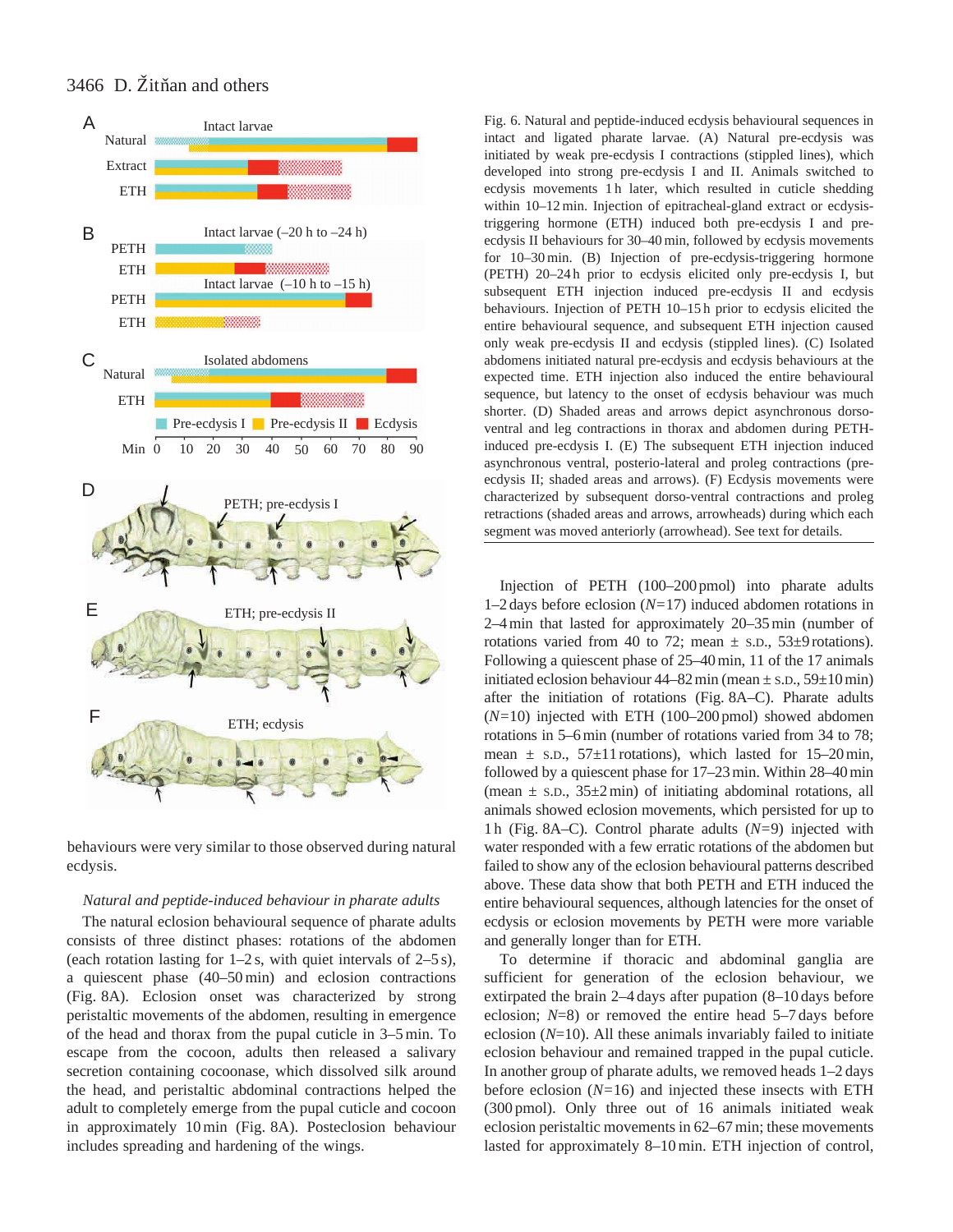Fig. 6. Natural and peptide-induced ecdysis behavioural sequences in intact and ligated pharate larvae. (A) Natural pre-ecdysis was initiated by weak pre-ecdysis I contractions (stippled lines), which developed into strong pre-ecdysis I and II. Animals switched to ecdysis movements 1 h later, which resulted in cuticle shedding within 10–12 min. Injection of epitracheal-gland extract or ecdysis-triggering hormone (ETH) induced both pre-ecdysis I and pre-ecdysis II behaviours for 30–40 min, followed by ecdysis movements for 10–30 min. (B) Injection of pre-ecdysis-triggering hormone (PETH) 20–24 h prior to ecdysis elicited only pre-ecdysis I, but subsequent ETH injection induced pre-ecdysis II and ecdysis behaviours. Injection of PETH 10–15 h prior to ecdysis elicited the entire behavioural sequence, and subsequent ETH injection caused only weak pre-ecdysis II and ecdysis (stippled lines). (C) Isolated abdomens initiated natural pre-ecdysis and ecdysis behaviours at the expected time. ETH injection also induced the entire behavioural sequence, but latency to the onset of ecdysis behaviour was much shorter. (D) Shaded areas and arrows depict asynchronous dorso-ventral and leg contractions in thorax and abdomen during PETH-induced pre-ecdysis I. (E) The subsequent ETH injection induced asynchronous ventral, posterio-lateral and proleg contractions (pre-ecdysis II; shaded areas and arrows). (F) Ecdysis movements were characterized by subsequent dorso-ventral contractions and proleg retractions (shaded areas and arrows, arrowheads) during which each segment was moved anteriorly (arrowhead). See text for details.

behaviours were very similar to those observed during natural ecdysis.

*Natural and peptide-induced behaviour in pharate adults*

The natural eclosion behavioural sequence of pharate adults consists of three distinct phases: rotations of the abdomen (each rotation lasting for 1–2 s, with quiet intervals of 2–5 s), a quiescent phase (40–50 min) and eclosion contractions (Fig. 8A). Eclosion onset was characterized by strong peristaltic movements of the abdomen, resulting in emergence of the head and thorax from the pupal cuticle in 3–5 min. To escape from the cocoon, adults then released a salivary secretion containing cocoonase, which dissolved silk around the head, and peristaltic abdominal contractions helped the adult to completely emerge from the pupal cuticle and cocoon in approximately 10 min (Fig. 8A). Posteclosion behaviour includes spreading and hardening of the wings.

Injection of PETH (100–200 pmol) into pharate adults 1–2 days before eclosion ($N$=17) induced abdomen rotations in 2–4 min that lasted for approximately 20–35 min (number of rotations varied from 40 to 72; mean ± S.D., 53±9 rotations). Following a quiescent phase of 25–40 min, 11 of the 17 animals initiated eclosion behaviour 44–82 min (mean ± S.D., 59±10 min) after the initiation of rotations (Fig. 8A–C). Pharate adults ($N$=10) injected with ETH (100–200 pmol) showed abdomen rotations in 5–6 min (number of rotations varied from 34 to 78; mean ± S.D., 57±11 rotations), which lasted for 15–20 min, followed by a quiescent phase for 17–23 min. Within 28–40 min (mean ± S.D., 35±2 min) of initiating abdominal rotations, all animals showed eclosion movements, which persisted for up to 1 h (Fig. 8A–C). Control pharate adults ($N$=9) injected with water responded with a few erratic rotations of the abdomen but failed to show any of the eclosion behavioural patterns described above. These data show that both PETH and ETH induced the entire behavioural sequences, although latencies for the onset of ecdysis or eclosion movements by PETH were more variable and generally longer than for ETH.

To determine if thoracic and abdominal ganglia are sufficient for generation of the eclosion behaviour, we extirpated the brain 2–4 days after pupation (8–10 days before eclosion; $N$=8) or removed the entire head 5–7 days before eclosion ($N$=10). All these animals invariably failed to initiate eclosion behaviour and remained trapped in the pupal cuticle. In another group of pharate adults, we removed heads 1–2 days before eclosion ($N$=16) and injected these insects with ETH (300 pmol). Only three out of 16 animals initiated weak eclosion peristaltic movements in 62–67 min; these movements lasted for approximately 8–10 min. ETH injection of control,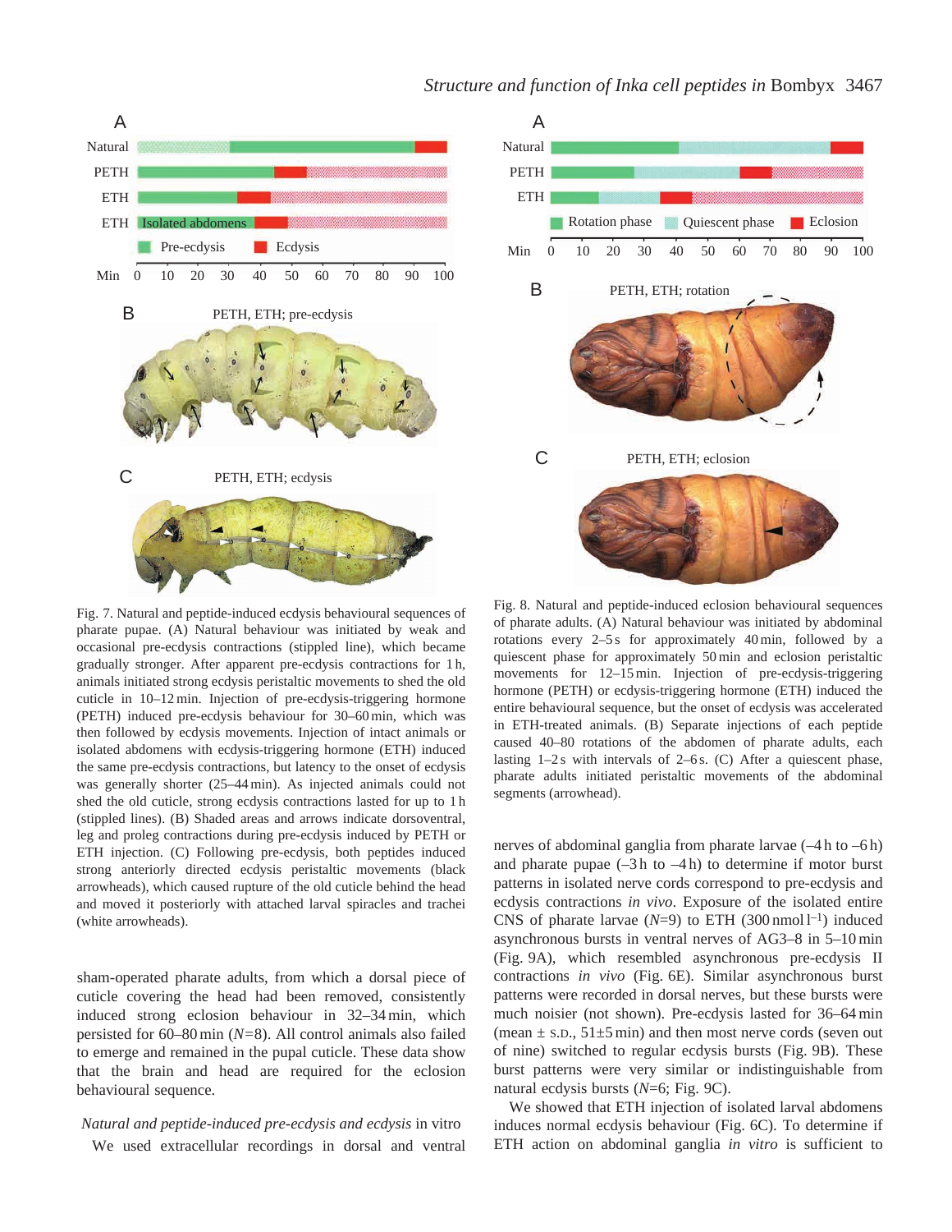Fig. 7. Natural and peptide-induced ecdysis behavioural sequences of pharate pupae. (A) Natural behaviour was initiated by weak and occasional pre-ecdysis contractions (stippled line), which became gradually stronger. After apparent pre-ecdysis contractions for 1 h, animals initiated strong ecdysis peristaltic movements to shed the old cuticle in 10–12 min. Injection of pre-ecdysis-triggering hormone (PETH) induced pre-ecdysis behaviour for 30–60 min, which was then followed by ecdysis movements. Injection of intact animals or isolated abdomens with ecdysis-triggering hormone (ETH) induced the same pre-ecdysis contractions, but latency to the onset of ecdysis was generally shorter (25–44 min). As injected animals could not shed the old cuticle, strong ecdysis contractions lasted for up to 1 h (stippled lines). (B) Shaded areas and arrows indicate dorsoventral, leg and proleg contractions during pre-ecdysis induced by PETH or ETH injection. (C) Following pre-ecdysis, both peptides induced strong anteriorly directed ecdysis peristaltic movements (black arrowheads), which caused rupture of the old cuticle behind the head and moved it posteriorly with attached larval spiracles and trachei (white arrowheads).

Fig. 8. Natural and peptide-induced eclosion behavioural sequences of pharate adults. (A) Natural behaviour was initiated by abdominal rotations every 2–5 s for approximately 40 min, followed by a quiescent phase for approximately 50 min and eclosion peristaltic movements for 12–15 min. Injection of pre-ecdysis-triggering hormone (PETH) or ecdysis-triggering hormone (ETH) induced the entire behavioural sequence, but the onset of ecdysis was accelerated in ETH-treated animals. (B) Separate injections of each peptide caused 40–80 rotations of the abdomen of pharate adults, each lasting 1–2 s with intervals of 2–6 s. (C) After a quiescent phase, pharate adults initiated peristaltic movements of the abdominal segments (arrowhead).

sham-operated pharate adults, from which a dorsal piece of cuticle covering the head had been removed, consistently induced strong eclosion behaviour in 32–34 min, which persisted for 60–80 min ($N$=8). All control animals also failed to emerge and remained in the pupal cuticle. These data show that the brain and head are required for the eclosion behavioural sequence.

### *Natural and peptide-induced pre-ecdysis and ecdysis* in vitro

We used extracellular recordings in dorsal and ventral nerves of abdominal ganglia from pharate larvae (–4 h to –6 h) and pharate pupae (–3 h to –4 h) to determine if motor burst patterns in isolated nerve cords correspond to pre-ecdysis and ecdysis contractions *in vivo*. Exposure of the isolated entire CNS of pharate larvae ($N$=9) to ETH (300 nmol $l^{-1}$) induced asynchronous bursts in ventral nerves of AG3–8 in 5–10 min (Fig. 9A), which resembled asynchronous pre-ecdysis II contractions *in vivo* (Fig. 6E). Similar asynchronous burst patterns were recorded in dorsal nerves, but these bursts were much noisier (not shown). Pre-ecdysis lasted for 36–64 min (mean ± S.D., 51±5 min) and then most nerve cords (seven out of nine) switched to regular ecdysis bursts (Fig. 9B). These burst patterns were very similar or indistinguishable from natural ecdysis bursts ($N$=6; Fig. 9C).

We showed that ETH injection of isolated larval abdomens induces normal ecdysis behaviour (Fig. 6C). To determine if ETH action on abdominal ganglia *in vitro* is sufficient to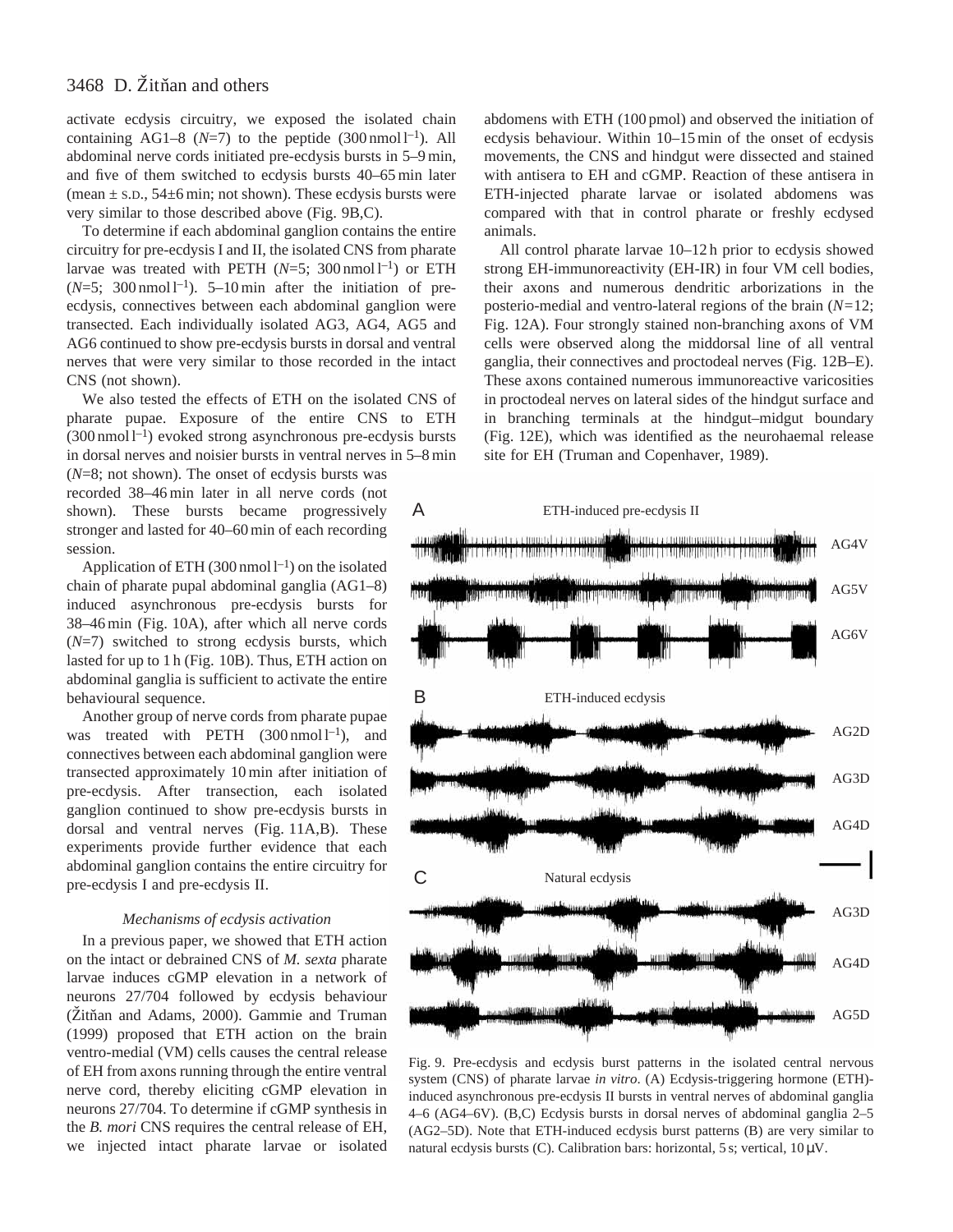activate ecdysis circuitry, we exposed the isolated chain containing AG1–8 ($N$=7) to the peptide (300 nmol $l^{-1}$). All abdominal nerve cords initiated pre-ecdysis bursts in 5–9 min, and five of them switched to ecdysis bursts 40–65 min later (mean ± S.D., 54±6 min; not shown). These ecdysis bursts were very similar to those described above (Fig. 9B,C).

To determine if each abdominal ganglion contains the entire circuitry for pre-ecdysis I and II, the isolated CNS from pharate larvae was treated with PETH ($N$=5; 300 nmol $l^{-1}$) or ETH ($N$=5; 300 nmol $l^{-1}$). 5–10 min after the initiation of pre-ecdysis, connectives between each abdominal ganglion were transected. Each individually isolated AG3, AG4, AG5 and AG6 continued to show pre-ecdysis bursts in dorsal and ventral nerves that were very similar to those recorded in the intact CNS (not shown).

We also tested the effects of ETH on the isolated CNS of pharate pupae. Exposure of the entire CNS to ETH (300 nmol $l^{-1}$) evoked strong asynchronous pre-ecdysis bursts in dorsal nerves and noisier bursts in ventral nerves in 5–8 min ($N$=8; not shown). The onset of ecdysis bursts was recorded 38–46 min later in all nerve cords (not shown). These bursts became progressively stronger and lasted for 40–60 min of each recording session.

Application of ETH (300 nmol $l^{-1}$) on the isolated chain of pharate pupal abdominal ganglia (AG1–8) induced asynchronous pre-ecdysis bursts for 38–46 min (Fig. 10A), after which all nerve cords ($N$=7) switched to strong ecdysis bursts, which lasted for up to 1 h (Fig. 10B). Thus, ETH action on abdominal ganglia is sufficient to activate the entire behavioural sequence.

Another group of nerve cords from pharate pupae was treated with PETH (300 nmol $l^{-1}$), and connectives between each abdominal ganglion were transected approximately 10 min after initiation of pre-ecdysis. After transection, each isolated ganglion continued to show pre-ecdysis bursts in dorsal and ventral nerves (Fig. 11A,B). These experiments provide further evidence that each abdominal ganglion contains the entire circuitry for pre-ecdysis I and pre-ecdysis II.

### *Mechanisms of ecdysis activation*

In a previous paper, we showed that ETH action on the intact or debrained CNS of *M. sexta* pharate larvae induces cGMP elevation in a network of neurons 27/704 followed by ecdysis behaviour (Žitňan and Adams, 2000). Gammie and Truman (1999) proposed that ETH action on the brain ventro-medial (VM) cells causes the central release of EH from axons running through the entire ventral nerve cord, thereby eliciting cGMP elevation in neurons 27/704. To determine if cGMP synthesis in the *B. mori* CNS requires the central release of EH, we injected intact pharate larvae or isolated abdomens with ETH (100 pmol) and observed the initiation of ecdysis behaviour. Within 10–15 min of the onset of ecdysis movements, the CNS and hindgut were dissected and stained with antisera to EH and cGMP. Reaction of these antisera in ETH-injected pharate larvae or isolated abdomens was compared with that in control pharate or freshly ecdysed animals.

All control pharate larvae 10–12 h prior to ecdysis showed strong EH-immunoreactivity (EH-IR) in four VM cell bodies, their axons and numerous dendritic arborizations in the posterio-medial and ventro-lateral regions of the brain ($N$=12; Fig. 12A). Four strongly stained non-branching axons of VM cells were observed along the middorsal line of all ventral ganglia, their connectives and proctodeal nerves (Fig. 12B–E). These axons contained numerous immunoreactive varicosities in proctodeal nerves on lateral sides of the hindgut surface and in branching terminals at the hindgut–midgut boundary (Fig. 12E), which was identified as the neurohaemal release site for EH (Truman and Copenhaver, 1989).

Fig. 9. Pre-ecdysis and ecdysis burst patterns in the isolated central nervous system (CNS) of pharate larvae *in vitro*. (A) Ecdysis-triggering hormone (ETH)-induced asynchronous pre-ecdysis II bursts in ventral nerves of abdominal ganglia 4–6 (AG4–6V). (B,C) Ecdysis bursts in dorsal nerves of abdominal ganglia 2–5 (AG2–5D). Note that ETH-induced ecdysis burst patterns (B) are very similar to natural ecdysis bursts (C). Calibration bars: horizontal, 5 s; vertical, 10 μV.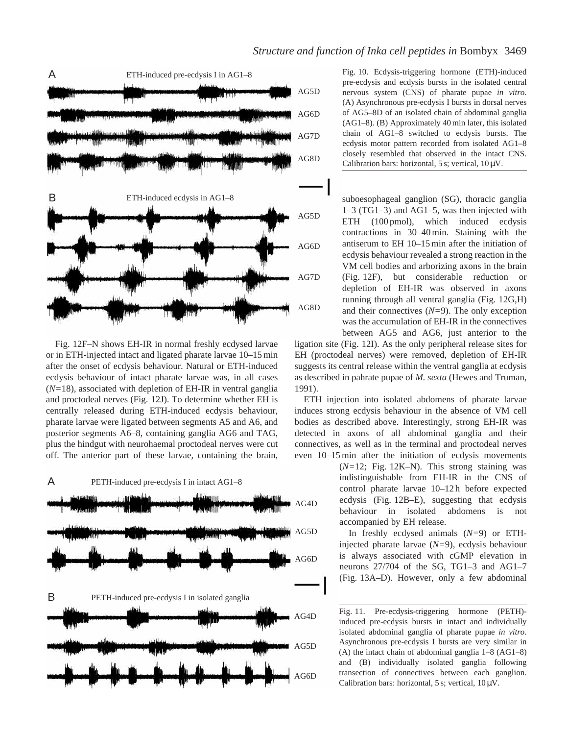Fig. 10. Ecdysis-triggering hormone (ETH)-induced pre-ecdysis and ecdysis bursts in the isolated central nervous system (CNS) of pharate pupae *in vitro*. (A) Asynchronous pre-ecdysis I bursts in dorsal nerves of AG5–8D of an isolated chain of abdominal ganglia (AG1–8). (B) Approximately 40 min later, this isolated chain of AG1–8 switched to ecdysis bursts. The ecdysis motor pattern recorded from isolated AG1–8 closely resembled that observed in the intact CNS. Calibration bars: horizontal, 5 s; vertical, 10 μV.

Fig. 12F–N shows EH-IR in normal freshly ecdysed larvae or in ETH-injected intact and ligated pharate larvae 10–15 min after the onset of ecdysis behaviour. Natural or ETH-induced ecdysis behaviour of intact pharate larvae was, in all cases ($N=18$), associated with depletion of EH-IR in ventral ganglia and proctodeal nerves (Fig. 12J). To determine whether EH is centrally released during ETH-induced ecdysis behaviour, pharate larvae were ligated between segments A5 and A6, and posterior segments A6–8, containing ganglia AG6 and TAG, plus the hindgut with neurohaemal proctodeal nerves were cut off. The anterior part of these larvae, containing the brain, suboesophageal ganglion (SG), thoracic ganglia 1–3 (TG1–3) and AG1–5, was then injected with ETH (100 pmol), which induced ecdysis contractions in 30–40 min. Staining with the antiserum to EH 10–15 min after the initiation of ecdysis behaviour revealed a strong reaction in the VM cell bodies and arborizing axons in the brain (Fig. 12F), but considerable reduction or depletion of EH-IR was observed in axons running through all ventral ganglia (Fig. 12G,H) and their connectives ($N=9$). The only exception was the accumulation of EH-IR in the connectives between AG5 and AG6, just anterior to the ligation site (Fig. 12I). As the only peripheral release sites for EH (proctodeal nerves) were removed, depletion of EH-IR suggests its central release within the ventral ganglia at ecdysis as described in pahrate pupae of *M. sexta* (Hewes and Truman, 1991).

ETH injection into isolated abdomens of pharate larvae induces strong ecdysis behaviour in the absence of VM cell bodies as described above. Interestingly, strong EH-IR was detected in axons of all abdominal ganglia and their connectives, as well as in the terminal and proctodeal nerves even 10–15 min after the initiation of ecdysis movements ($N=12$; Fig. 12K–N). This strong staining was indistinguishable from EH-IR in the CNS of control pharate larvae 10–12 h before expected ecdysis (Fig. 12B–E), suggesting that ecdysis behaviour in isolated abdomens is not accompanied by EH release.

In freshly ecdysed animals ($N=9$) or ETH-injected pharate larvae ($N=9$), ecdysis behaviour is always associated with cGMP elevation in neurons 27/704 of the SG, TG1–3 and AG1–7 (Fig. 13A–D). However, only a few abdominal

Fig. 11. Pre-ecdysis-triggering hormone (PETH)-induced pre-ecdysis bursts in intact and individually isolated abdominal ganglia of pharate pupae *in vitro*. Asynchronous pre-ecdysis I bursts are very similar in (A) the intact chain of abdominal ganglia 1–8 (AG1–8) and (B) individually isolated ganglia following transection of connectives between each ganglion. Calibration bars: horizontal, 5 s; vertical, 10 μV.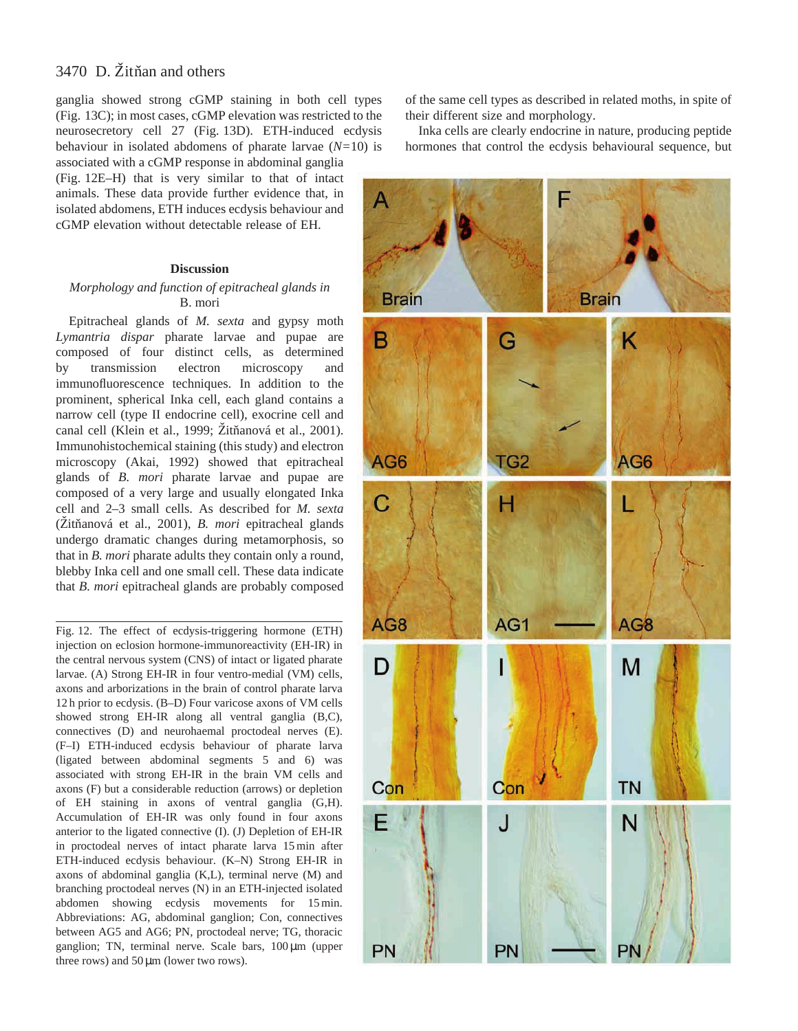ganglia showed strong cGMP staining in both cell types (Fig. 13C); in most cases, cGMP elevation was restricted to the neurosecretory cell 27 (Fig. 13D). ETH-induced ecdysis behaviour in isolated abdomens of pharate larvae ($N$=10) is associated with a cGMP response in abdominal ganglia (Fig. 12E–H) that is very similar to that of intact animals. These data provide further evidence that, in isolated abdomens, ETH induces ecdysis behaviour and cGMP elevation without detectable release of EH.

## Discussion

### *Morphology and function of epitracheal glands in* B. mori

Epitracheal glands of *M. sexta* and gypsy moth *Lymantria dispar* pharate larvae and pupae are composed of four distinct cells, as determined by transmission electron microscopy and immunofluorescence techniques. In addition to the prominent, spherical Inka cell, each gland contains a narrow cell (type II endocrine cell), exocrine cell and canal cell (Klein et al., 1999; Žitňanová et al., 2001). Immunohistochemical staining (this study) and electron microscopy (Akai, 1992) showed that epitracheal glands of *B. mori* pharate larvae and pupae are composed of a very large and usually elongated Inka cell and 2–3 small cells. As described for *M. sexta* (Žitňanová et al., 2001), *B. mori* epitracheal glands undergo dramatic changes during metamorphosis, so that in *B. mori* pharate adults they contain only a round, blebby Inka cell and one small cell. These data indicate that *B. mori* epitracheal glands are probably composed of the same cell types as described in related moths, in spite of their different size and morphology.

Inka cells are clearly endocrine in nature, producing peptide hormones that control the ecdysis behavioural sequence, but

Fig. 12. The effect of ecdysis-triggering hormone (ETH) injection on eclosion hormone-immunoreactivity (EH-IR) in the central nervous system (CNS) of intact or ligated pharate larvae. (A) Strong EH-IR in four ventro-medial (VM) cells, axons and arborizations in the brain of control pharate larva 12 h prior to ecdysis. (B–D) Four varicose axons of VM cells showed strong EH-IR along all ventral ganglia (B,C), connectives (D) and neurohaemal proctodeal nerves (E). (F–I) ETH-induced ecdysis behaviour of pharate larva (ligated between abdominal segments 5 and 6) was associated with strong EH-IR in the brain VM cells and axons (F) but a considerable reduction (arrows) or depletion of EH staining in axons of ventral ganglia (G,H). Accumulation of EH-IR was only found in four axons anterior to the ligated connective (I). (J) Depletion of EH-IR in proctodeal nerves of intact pharate larva 15 min after ETH-induced ecdysis behaviour. (K–N) Strong EH-IR in axons of abdominal ganglia (K,L), terminal nerve (M) and branching proctodeal nerves (N) in an ETH-injected isolated abdomen showing ecdysis movements for 15 min. Abbreviations: AG, abdominal ganglion; Con, connectives between AG5 and AG6; PN, proctodeal nerve; TG, thoracic ganglion; TN, terminal nerve. Scale bars, 100 µm (upper three rows) and 50 µm (lower two rows).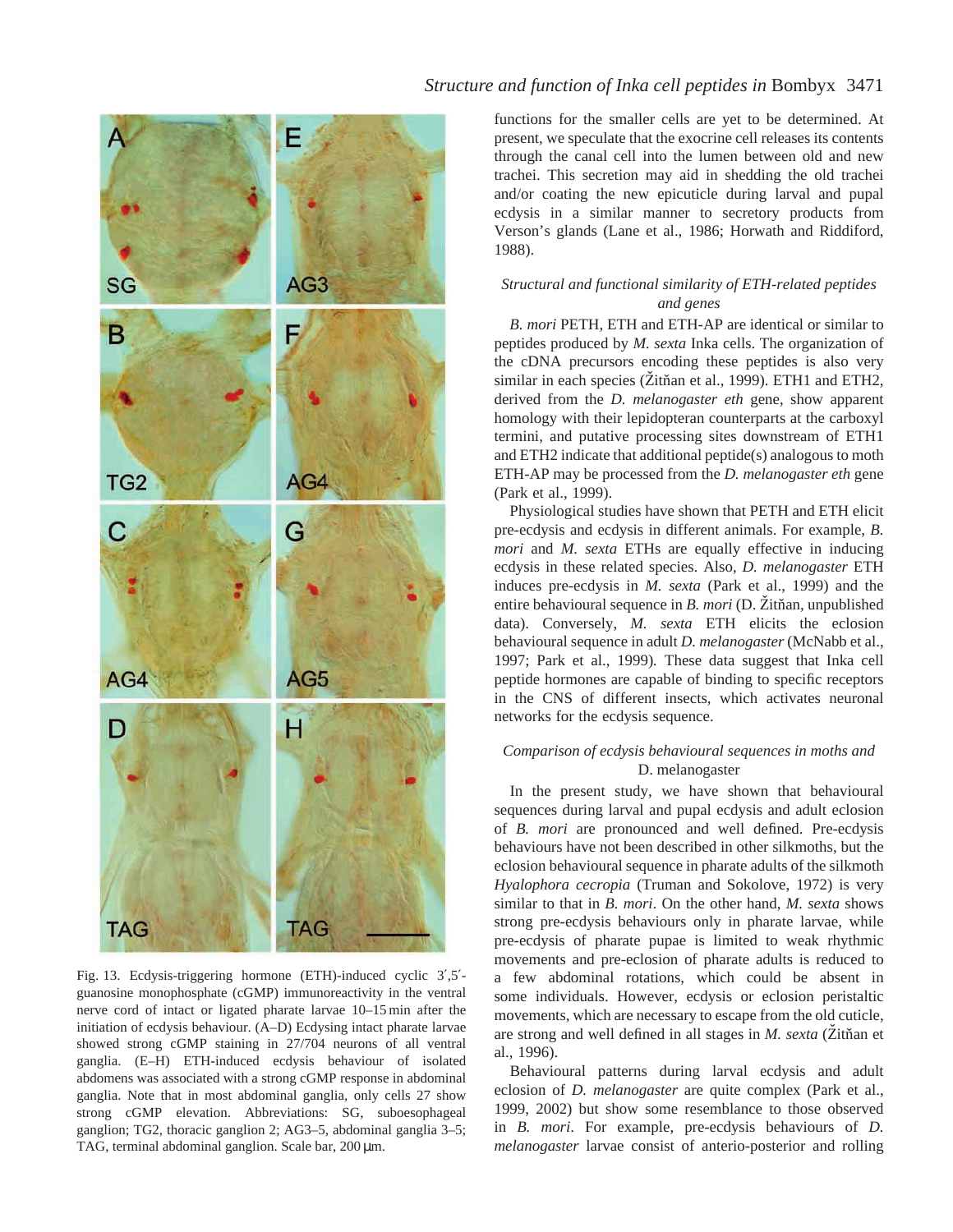Fig. 13. Ecdysis-triggering hormone (ETH)-induced cyclic 3′,5′-guanosine monophosphate (cGMP) immunoreactivity in the ventral nerve cord of intact or ligated pharate larvae 10–15 min after the initiation of ecdysis behaviour. (A–D) Ecdysing intact pharate larvae showed strong cGMP staining in 27/704 neurons of all ventral ganglia. (E–H) ETH-induced ecdysis behaviour of isolated abdomens was associated with a strong cGMP response in abdominal ganglia. Note that in most abdominal ganglia, only cells 27 show strong cGMP elevation. Abbreviations: SG, suboesophageal ganglion; TG2, thoracic ganglion 2; AG3–5, abdominal ganglia 3–5; TAG, terminal abdominal ganglion. Scale bar, 200 μm.

functions for the smaller cells are yet to be determined. At present, we speculate that the exocrine cell releases its contents through the canal cell into the lumen between old and new trachei. This secretion may aid in shedding the old trachei and/or coating the new epicuticle during larval and pupal ecdysis in a similar manner to secretory products from Verson's glands (Lane et al., 1986; Horwath and Riddiford, 1988).

### *Structural and functional similarity of ETH-related peptides and genes*

*B. mori* PETH, ETH and ETH-AP are identical or similar to peptides produced by *M. sexta* Inka cells. The organization of the cDNA precursors encoding these peptides is also very similar in each species (Žitňan et al., 1999). ETH1 and ETH2, derived from the *D. melanogaster eth* gene, show apparent homology with their lepidopteran counterparts at the carboxyl termini, and putative processing sites downstream of ETH1 and ETH2 indicate that additional peptide(s) analogous to moth ETH-AP may be processed from the *D. melanogaster eth* gene (Park et al., 1999).

Physiological studies have shown that PETH and ETH elicit pre-ecdysis and ecdysis in different animals. For example, *B. mori* and *M. sexta* ETHs are equally effective in inducing ecdysis in these related species. Also, *D. melanogaster* ETH induces pre-ecdysis in *M. sexta* (Park et al., 1999) and the entire behavioural sequence in *B. mori* (D. Žitňan, unpublished data). Conversely, *M. sexta* ETH elicits the eclosion behavioural sequence in adult *D. melanogaster* (McNabb et al., 1997; Park et al., 1999). These data suggest that Inka cell peptide hormones are capable of binding to specific receptors in the CNS of different insects, which activates neuronal networks for the ecdysis sequence.

### *Comparison of ecdysis behavioural sequences in moths and* D. melanogaster

In the present study, we have shown that behavioural sequences during larval and pupal ecdysis and adult eclosion of *B. mori* are pronounced and well defined. Pre-ecdysis behaviours have not been described in other silkmoths, but the eclosion behavioural sequence in pharate adults of the silkmoth *Hyalophora cecropia* (Truman and Sokolove, 1972) is very similar to that in *B. mori*. On the other hand, *M. sexta* shows strong pre-ecdysis behaviours only in pharate larvae, while pre-ecdysis of pharate pupae is limited to weak rhythmic movements and pre-eclosion of pharate adults is reduced to a few abdominal rotations, which could be absent in some individuals. However, ecdysis or eclosion peristaltic movements, which are necessary to escape from the old cuticle, are strong and well defined in all stages in *M. sexta* (Žitňan et al., 1996).

Behavioural patterns during larval ecdysis and adult eclosion of *D. melanogaster* are quite complex (Park et al., 1999, 2002) but show some resemblance to those observed in *B. mori*. For example, pre-ecdysis behaviours of *D. melanogaster* larvae consist of anterio-posterior and rolling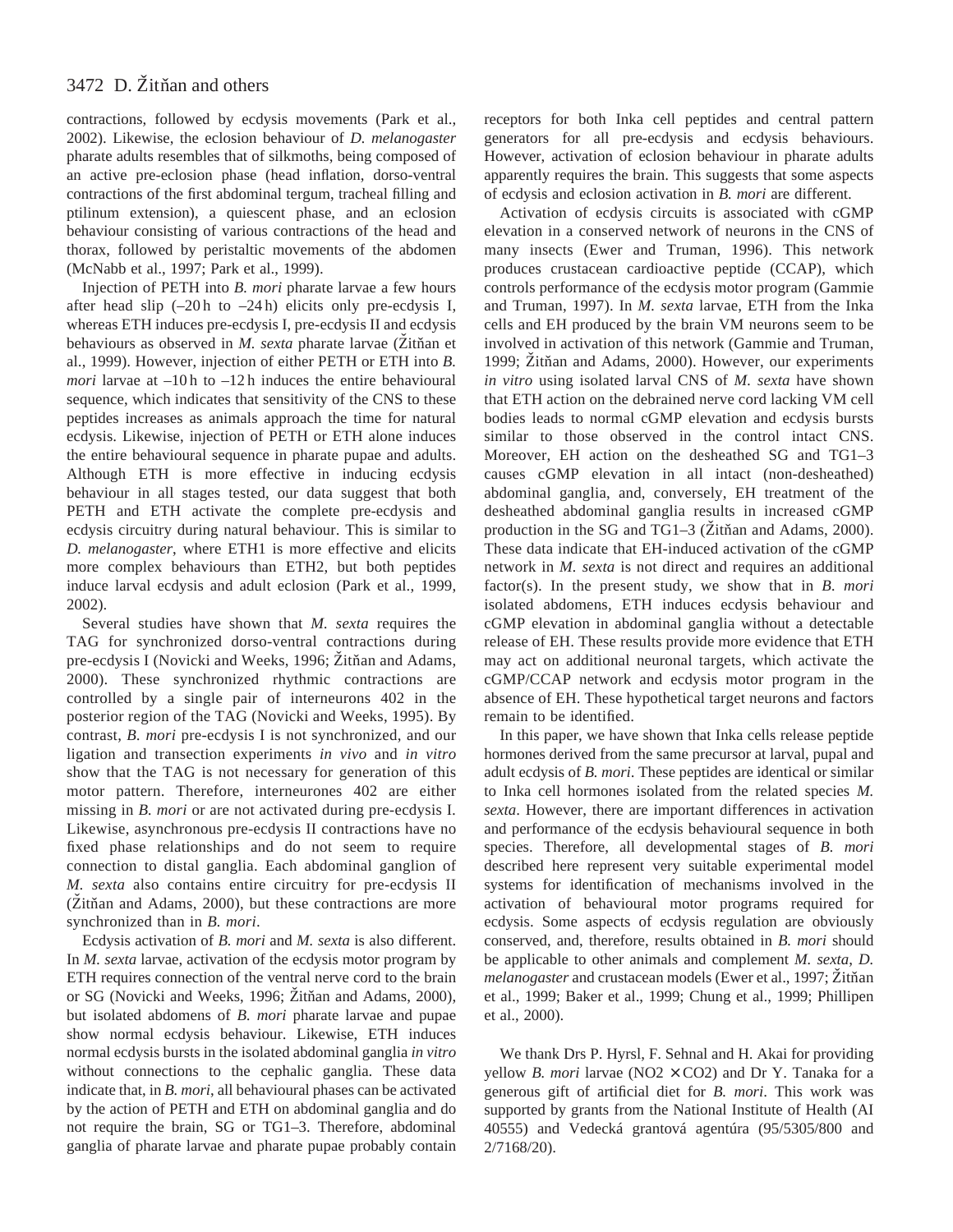contractions, followed by ecdysis movements (Park et al., 2002). Likewise, the eclosion behaviour of *D. melanogaster* pharate adults resembles that of silkmoths, being composed of an active pre-eclosion phase (head inflation, dorso-ventral contractions of the first abdominal tergum, tracheal filling and ptilinum extension), a quiescent phase, and an eclosion behaviour consisting of various contractions of the head and thorax, followed by peristaltic movements of the abdomen (McNabb et al., 1997; Park et al., 1999).

Injection of PETH into *B. mori* pharate larvae a few hours after head slip (–20 h to –24 h) elicits only pre-ecdysis I, whereas ETH induces pre-ecdysis I, pre-ecdysis II and ecdysis behaviours as observed in *M. sexta* pharate larvae (Žitňan et al., 1999). However, injection of either PETH or ETH into *B. mori* larvae at –10 h to –12 h induces the entire behavioural sequence, which indicates that sensitivity of the CNS to these peptides increases as animals approach the time for natural ecdysis. Likewise, injection of PETH or ETH alone induces the entire behavioural sequence in pharate pupae and adults. Although ETH is more effective in inducing ecdysis behaviour in all stages tested, our data suggest that both PETH and ETH activate the complete pre-ecdysis and ecdysis circuitry during natural behaviour. This is similar to *D. melanogaster*, where ETH1 is more effective and elicits more complex behaviours than ETH2, but both peptides induce larval ecdysis and adult eclosion (Park et al., 1999, 2002).

Several studies have shown that *M. sexta* requires the TAG for synchronized dorso-ventral contractions during pre-ecdysis I (Novicki and Weeks, 1996; Žitňan and Adams, 2000). These synchronized rhythmic contractions are controlled by a single pair of interneurons 402 in the posterior region of the TAG (Novicki and Weeks, 1995). By contrast, *B. mori* pre-ecdysis I is not synchronized, and our ligation and transection experiments *in vivo* and *in vitro* show that the TAG is not necessary for generation of this motor pattern. Therefore, interneurones 402 are either missing in *B. mori* or are not activated during pre-ecdysis I. Likewise, asynchronous pre-ecdysis II contractions have no fixed phase relationships and do not seem to require connection to distal ganglia. Each abdominal ganglion of *M. sexta* also contains entire circuitry for pre-ecdysis II (Žitňan and Adams, 2000), but these contractions are more synchronized than in *B. mori*.

Ecdysis activation of *B. mori* and *M. sexta* is also different. In *M. sexta* larvae, activation of the ecdysis motor program by ETH requires connection of the ventral nerve cord to the brain or SG (Novicki and Weeks, 1996; Žitňan and Adams, 2000), but isolated abdomens of *B. mori* pharate larvae and pupae show normal ecdysis behaviour. Likewise, ETH induces normal ecdysis bursts in the isolated abdominal ganglia *in vitro* without connections to the cephalic ganglia. These data indicate that, in *B. mori*, all behavioural phases can be activated by the action of PETH and ETH on abdominal ganglia and do not require the brain, SG or TG1–3. Therefore, abdominal ganglia of pharate larvae and pharate pupae probably contain receptors for both Inka cell peptides and central pattern generators for all pre-ecdysis and ecdysis behaviours. However, activation of eclosion behaviour in pharate adults apparently requires the brain. This suggests that some aspects of ecdysis and eclosion activation in *B. mori* are different.

Activation of ecdysis circuits is associated with cGMP elevation in a conserved network of neurons in the CNS of many insects (Ewer and Truman, 1996). This network produces crustacean cardioactive peptide (CCAP), which controls performance of the ecdysis motor program (Gammie and Truman, 1997). In *M. sexta* larvae, ETH from the Inka cells and EH produced by the brain VM neurons seem to be involved in activation of this network (Gammie and Truman, 1999; Žitňan and Adams, 2000). However, our experiments *in vitro* using isolated larval CNS of *M. sexta* have shown that ETH action on the debrained nerve cord lacking VM cell bodies leads to normal cGMP elevation and ecdysis bursts similar to those observed in the control intact CNS. Moreover, EH action on the desheathed SG and TG1–3 causes cGMP elevation in all intact (non-desheathed) abdominal ganglia, and, conversely, EH treatment of the desheathed abdominal ganglia results in increased cGMP production in the SG and TG1–3 (Žitňan and Adams, 2000). These data indicate that EH-induced activation of the cGMP network in *M. sexta* is not direct and requires an additional factor(s). In the present study, we show that in *B. mori* isolated abdomens, ETH induces ecdysis behaviour and cGMP elevation in abdominal ganglia without a detectable release of EH. These results provide more evidence that ETH may act on additional neuronal targets, which activate the cGMP/CCAP network and ecdysis motor program in the absence of EH. These hypothetical target neurons and factors remain to be identified.

In this paper, we have shown that Inka cells release peptide hormones derived from the same precursor at larval, pupal and adult ecdysis of *B. mori*. These peptides are identical or similar to Inka cell hormones isolated from the related species *M. sexta*. However, there are important differences in activation and performance of the ecdysis behavioural sequence in both species. Therefore, all developmental stages of *B. mori* described here represent very suitable experimental model systems for identification of mechanisms involved in the activation of behavioural motor programs required for ecdysis. Some aspects of ecdysis regulation are obviously conserved, and, therefore, results obtained in *B. mori* should be applicable to other animals and complement *M. sexta*, *D. melanogaster* and crustacean models (Ewer et al., 1997; Žitňan et al., 1999; Baker et al., 1999; Chung et al., 1999; Phillipen et al., 2000).

We thank Drs P. Hyrsl, F. Sehnal and H. Akai for providing yellow *B. mori* larvae (NO2 × CO2) and Dr Y. Tanaka for a generous gift of artificial diet for *B. mori*. This work was supported by grants from the National Institute of Health (AI 40555) and Vedecká grantová agentúra (95/5305/800 and 2/7168/20).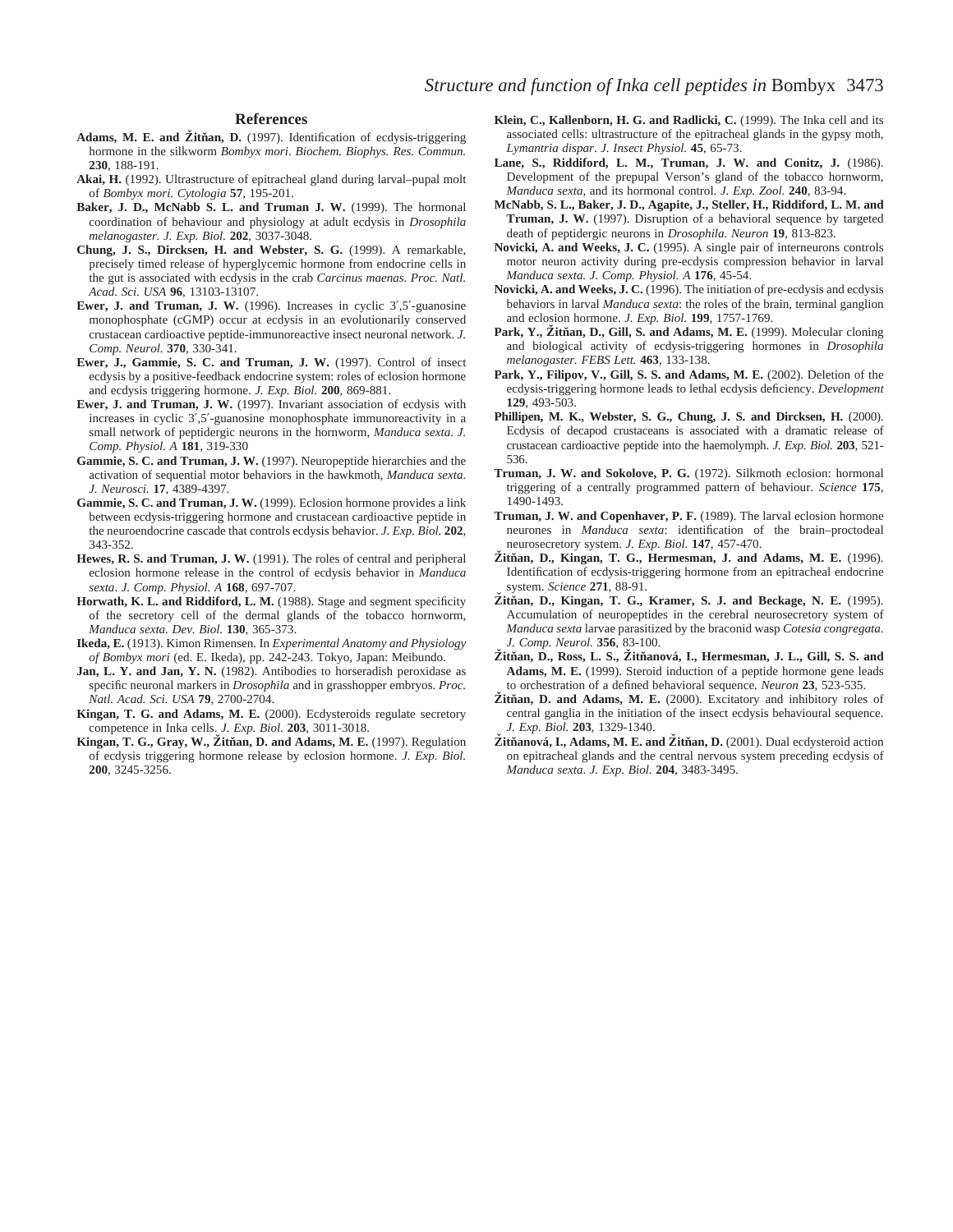## References

**Adams, M. E. and Žitňan, D.** (1997). Identification of ecdysis-triggering hormone in the silkworm *Bombyx mori*. *Biochem. Biophys. Res. Commun.* **230**, 188-191.

**Akai, H.** (1992). Ultrastructure of epitracheal gland during larval–pupal molt of *Bombyx mori*. *Cytologia* **57**, 195-201.

**Baker, J. D., McNabb S. L. and Truman J. W.** (1999). The hormonal coordination of behaviour and physiology at adult ecdysis in *Drosophila melanogaster*. *J. Exp. Biol.* **202**, 3037-3048.

**Chung, J. S., Dircksen, H. and Webster, S. G.** (1999). A remarkable, precisely timed release of hyperglycemic hormone from endocrine cells in the gut is associated with ecdysis in the crab *Carcinus maenas*. *Proc. Natl. Acad. Sci. USA* **96**, 13103-13107.

**Ewer, J. and Truman, J. W.** (1996). Increases in cyclic 3′,5′-guanosine monophosphate (cGMP) occur at ecdysis in an evolutionarily conserved crustacean cardioactive peptide-immunoreactive insect neuronal network. *J. Comp. Neurol.* **370**, 330-341.

**Ewer, J., Gammie, S. C. and Truman, J. W.** (1997). Control of insect ecdysis by a positive-feedback endocrine system: roles of eclosion hormone and ecdysis triggering hormone. *J. Exp. Biol.* **200**, 869-881.

**Ewer, J. and Truman, J. W.** (1997). Invariant association of ecdysis with increases in cyclic 3′,5′-guanosine monophosphate immunoreactivity in a small network of peptidergic neurons in the hornworm, *Manduca sexta*. *J. Comp. Physiol. A* **181**, 319-330

**Gammie, S. C. and Truman, J. W.** (1997). Neuropeptide hierarchies and the activation of sequential motor behaviors in the hawkmoth, *Manduca sexta*. *J. Neurosci.* **17**, 4389-4397.

**Gammie, S. C. and Truman, J. W.** (1999). Eclosion hormone provides a link between ecdysis-triggering hormone and crustacean cardioactive peptide in the neuroendocrine cascade that controls ecdysis behavior. *J. Exp. Biol.* **202**, 343-352.

**Hewes, R. S. and Truman, J. W.** (1991). The roles of central and peripheral eclosion hormone release in the control of ecdysis behavior in *Manduca sexta*. *J. Comp. Physiol. A* **168**, 697-707.

**Horwath, K. L. and Riddiford, L. M.** (1988). Stage and segment specificity of the secretory cell of the dermal glands of the tobacco hornworm, *Manduca sexta*. *Dev. Biol.* **130**, 365-373.

**Ikeda, E.** (1913). Kimon Rimensen. In *Experimental Anatomy and Physiology of Bombyx mori* (ed. E. Ikeda), pp. 242-243. Tokyo, Japan: Meibundo.

**Jan, L. Y. and Jan, Y. N.** (1982). Antibodies to horseradish peroxidase as specific neuronal markers in *Drosophila* and in grasshopper embryos. *Proc. Natl. Acad. Sci. USA* **79**, 2700-2704.

**Kingan, T. G. and Adams, M. E.** (2000). Ecdysteroids regulate secretory competence in Inka cells. *J. Exp. Biol.* **203**, 3011-3018.

**Kingan, T. G., Gray, W., Žitňan, D. and Adams, M. E.** (1997). Regulation of ecdysis triggering hormone release by eclosion hormone. *J. Exp. Biol.* **200**, 3245-3256.

**Klein, C., Kallenborn, H. G. and Radlicki, C.** (1999). The Inka cell and its associated cells: ultrastructure of the epitracheal glands in the gypsy moth, *Lymantria dispar*. *J. Insect Physiol.* **45**, 65-73.

**Lane, S., Riddiford, L. M., Truman, J. W. and Conitz, J.** (1986). Development of the prepupal Verson's gland of the tobacco hornworm, *Manduca sexta*, and its hormonal control. *J. Exp. Zool.* **240**, 83-94.

**McNabb, S. L., Baker, J. D., Agapite, J., Steller, H., Riddiford, L. M. and Truman, J. W.** (1997). Disruption of a behavioral sequence by targeted death of peptidergic neurons in *Drosophila*. *Neuron* **19**, 813-823.

**Novicki, A. and Weeks, J. C.** (1995). A single pair of interneurons controls motor neuron activity during pre-ecdysis compression behavior in larval *Manduca sexta*. *J. Comp. Physiol. A* **176**, 45-54.

**Novicki, A. and Weeks, J. C.** (1996). The initiation of pre-ecdysis and ecdysis behaviors in larval *Manduca sexta*: the roles of the brain, terminal ganglion and eclosion hormone. *J. Exp. Biol.* **199**, 1757-1769.

**Park, Y., Žitňan, D., Gill, S. and Adams, M. E.** (1999). Molecular cloning and biological activity of ecdysis-triggering hormones in *Drosophila melanogaster*. *FEBS Lett.* **463**, 133-138.

**Park, Y., Filipov, V., Gill, S. S. and Adams, M. E.** (2002). Deletion of the ecdysis-triggering hormone leads to lethal ecdysis deficiency. *Development* **129**, 493-503.

**Phillipen, M. K., Webster, S. G., Chung, J. S. and Dircksen, H.** (2000). Ecdysis of decapod crustaceans is associated with a dramatic release of crustacean cardioactive peptide into the haemolymph. *J. Exp. Biol.* **203**, 521-536.

**Truman, J. W. and Sokolove, P. G.** (1972). Silkmoth eclosion: hormonal triggering of a centrally programmed pattern of behaviour. *Science* **175**, 1490-1493.

**Truman, J. W. and Copenhaver, P. F.** (1989). The larval eclosion hormone neurones in *Manduca sexta*: identification of the brain–proctodeal neurosecretory system. *J. Exp. Biol.* **147**, 457-470.

**Žitňan, D., Kingan, T. G., Hermesman, J. and Adams, M. E.** (1996). Identification of ecdysis-triggering hormone from an epitracheal endocrine system. *Science* **271**, 88-91.

**Žitňan, D., Kingan, T. G., Kramer, S. J. and Beckage, N. E.** (1995). Accumulation of neuropeptides in the cerebral neurosecretory system of *Manduca sexta* larvae parasitized by the braconid wasp *Cotesia congregata*. *J. Comp. Neurol.* **356**, 83-100.

**Žitňan, D., Ross, L. S., Žitňanová, I., Hermesman, J. L., Gill, S. S. and Adams, M. E.** (1999). Steroid induction of a peptide hormone gene leads to orchestration of a defined behavioral sequence. *Neuron* **23**, 523-535.

**Žitňan, D. and Adams, M. E.** (2000). Excitatory and inhibitory roles of central ganglia in the initiation of the insect ecdysis behavioural sequence. *J. Exp. Biol.* **203**, 1329-1340.

**Žitňanová, I., Adams, M. E. and Žitňan, D.** (2001). Dual ecdysteroid action on epitracheal glands and the central nervous system preceding ecdysis of *Manduca sexta*. *J. Exp. Biol.* **204**, 3483-3495.